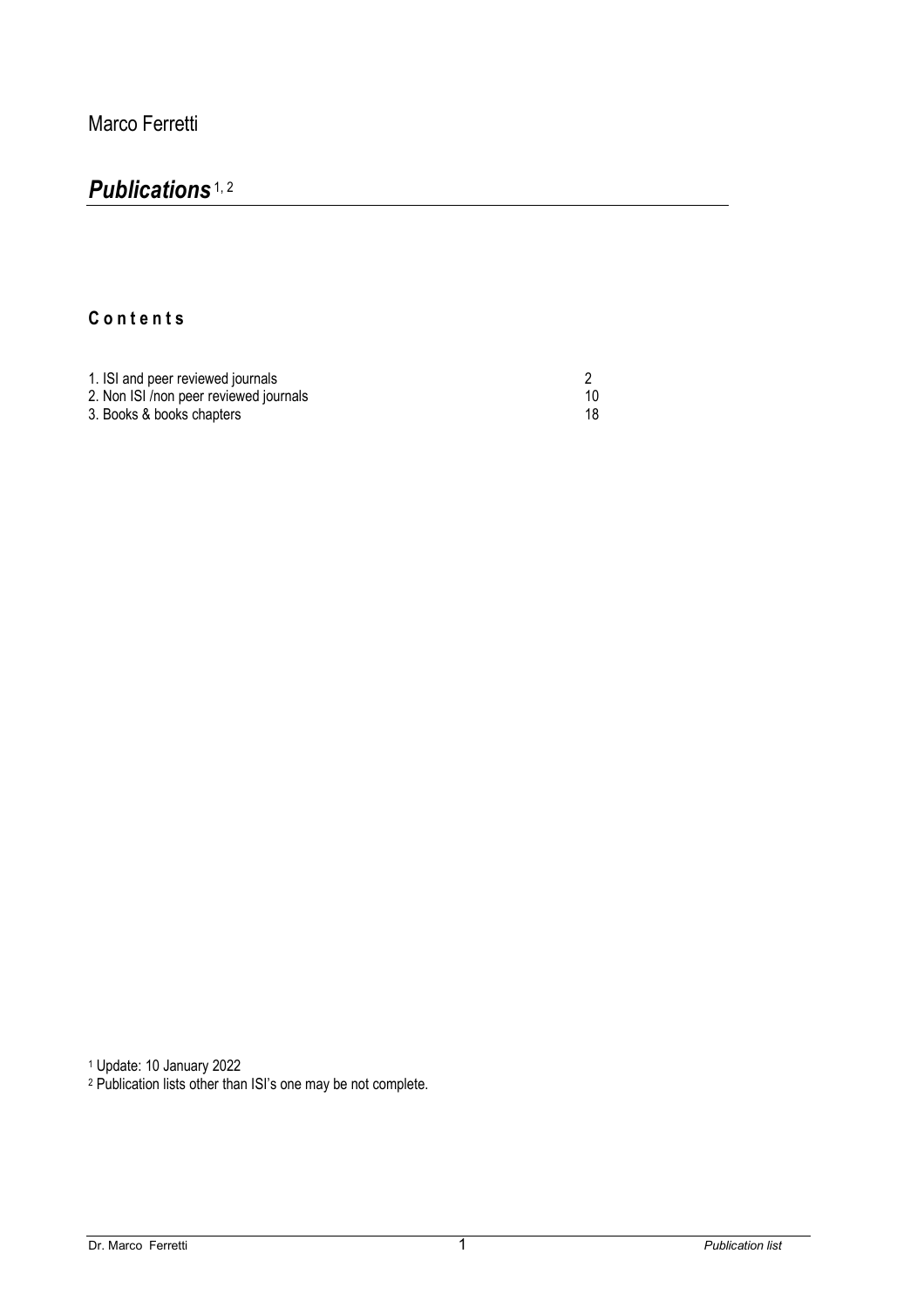Marco Ferretti

# *Publications*[1, 2]

## Contents

| | |
|---|---|
| 1. ISI and peer reviewed journals | 2 |
| 2. Non ISI /non peer reviewed journals | 10 |
| 3. Books & books chapters | 18 |

[1] Update: 10 January 2022

[2] Publication lists other than ISI's one may be not complete.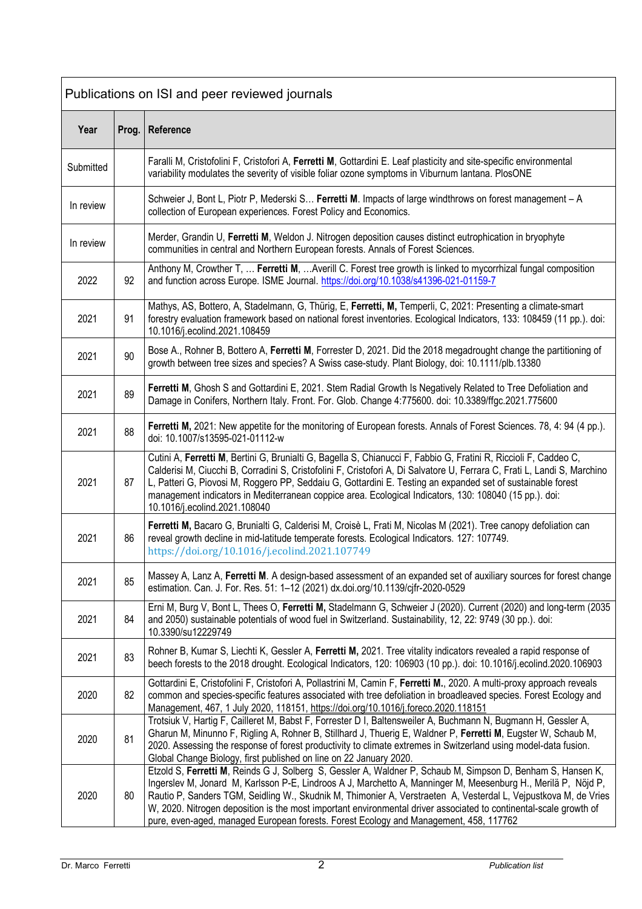| Publications on ISI and peer reviewed journals | | |
|---|---|---|
| **Year** | **Prog.** | **Reference** |
| Submitted | | Faralli M, Cristofolini F, Cristofori A, **Ferretti M**, Gottardini E. Leaf plasticity and site-specific environmental variability modulates the severity of visible foliar ozone symptoms in Viburnum lantana. PlosONE |
| In review | | Schweier J, Bont L, Piotr P, Mederski S… **Ferretti M**. Impacts of large windthrows on forest management – A collection of European experiences. Forest Policy and Economics. |
| In review | | Merder, Grandin U, **Ferretti M**, Weldon J. Nitrogen deposition causes distinct eutrophication in bryophyte communities in central and Northern European forests. Annals of Forest Sciences. |
| 2022 | 92 | Anthony M, Crowther T, … **Ferretti M**, …Averill C. Forest tree growth is linked to mycorrhizal fungal composition and function across Europe. ISME Journal. https://doi.org/10.1038/s41396-021-01159-7 |
| 2021 | 91 | Mathys, AS, Bottero, A, Stadelmann, G, Thürig, E, **Ferretti, M,** Temperli, C, 2021: Presenting a climate-smart forestry evaluation framework based on national forest inventories. Ecological Indicators, 133: 108459 (11 pp.). doi: 10.1016/j.ecolind.2021.108459 |
| 2021 | 90 | Bose A., Rohner B, Bottero A, **Ferretti M**, Forrester D, 2021. Did the 2018 megadrought change the partitioning of growth between tree sizes and species? A Swiss case-study. Plant Biology, doi: 10.1111/plb.13380 |
| 2021 | 89 | **Ferretti M**, Ghosh S and Gottardini E, 2021. Stem Radial Growth Is Negatively Related to Tree Defoliation and Damage in Conifers, Northern Italy. Front. For. Glob. Change 4:775600. doi: 10.3389/ffgc.2021.775600 |
| 2021 | 88 | **Ferretti M,** 2021: New appetite for the monitoring of European forests. Annals of Forest Sciences. 78, 4: 94 (4 pp.). doi: 10.1007/s13595-021-01112-w |
| 2021 | 87 | Cutini A, **Ferretti M**, Bertini G, Brunialti G, Bagella S, Chianucci F, Fabbio G, Fratini R, Riccioli F, Caddeo C, Calderisi M, Ciucchi B, Corradini S, Cristofolini F, Cristofori A, Di Salvatore U, Ferrara C, Frati L, Landi S, Marchino L, Patteri G, Piovosi M, Roggero PP, Seddaiu G, Gottardini E. Testing an expanded set of sustainable forest management indicators in Mediterranean coppice area. Ecological Indicators, 130: 108040 (15 pp.). doi: 10.1016/j.ecolind.2021.108040 |
| 2021 | 86 | **Ferretti M,** Bacaro G, Brunialti G, Calderisi M, Croisè L, Frati L, Nicolas M (2021). Tree canopy defoliation can reveal growth decline in mid-latitude temperate forests. Ecological Indicators. 127: 107749. https://doi.org/10.1016/j.ecolind.2021.107749 |
| 2021 | 85 | Massey A, Lanz A, **Ferretti M**. A design-based assessment of an expanded set of auxiliary sources for forest change estimation. Can. J. For. Res. 51: 1–12 (2021) dx.doi.org/10.1139/cjfr-2020-0529 |
| 2021 | 84 | Erni M, Burg V, Bont L, Thees O, **Ferretti M,** Stadelmann G, Schweier J (2020). Current (2020) and long-term (2035 and 2050) sustainable potentials of wood fuel in Switzerland. Sustainability, 12, 22: 9749 (30 pp.). doi: 10.3390/su12229749 |
| 2021 | 83 | Rohner B, Kumar S, Liechti K, Gessler A, **Ferretti M,** 2021. Tree vitality indicators revealed a rapid response of beech forests to the 2018 drought. Ecological Indicators, 120: 106903 (10 pp.). doi: 10.1016/j.ecolind.2020.106903 |
| 2020 | 82 | Gottardini E, Cristofolini F, Cristofori A, Pollastrini M, Camin F, **Ferretti M.**, 2020. A multi-proxy approach reveals common and species-specific features associated with tree defoliation in broadleaved species. Forest Ecology and Management, 467, 1 July 2020, 118151, https://doi.org/10.1016/j.foreco.2020.118151 |
| 2020 | 81 | Trotsiuk V, Hartig F, Cailleret M, Babst F, Forrester D I, Baltensweiler A, Buchmann N, Bugmann H, Gessler A, Gharun M, Minunno F, Rigling A, Rohner B, Stillhard J, Thuerig E, Waldner P, **Ferretti M**, Eugster W, Schaub M, 2020. Assessing the response of forest productivity to climate extremes in Switzerland using model-data fusion. Global Change Biology, first published on line on 22 January 2020. |
| 2020 | 80 | Etzold S, **Ferretti M**, Reinds G J, Solberg S, Gessler A, Waldner P, Schaub M, Simpson D, Benham S, Hansen K, Ingerslev M, Jonard M, Karlsson P-E, Lindroos A J, Marchetto A, Manninger M, Meesenburg H., Merilä P, Nöjd P, Rautio P, Sanders TGM, Seidling W., Skudnik M, Thimonier A, Verstraeten A, Vesterdal L, Vejpustkova M, de Vries W, 2020. Nitrogen deposition is the most important environmental driver associated to continental-scale growth of pure, even-aged, managed European forests. Forest Ecology and Management, 458, 117762 |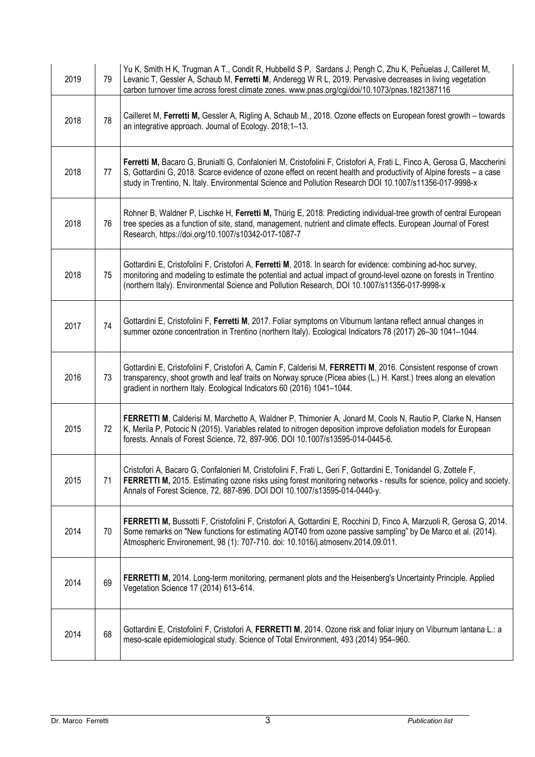| | | |
|---|---|---|
| 2019 | 79 | Yu K, Smith H K, Trugman A T., Condit R, Hubbelld S P, Sardans J, Pengh C, Zhu K, Peñuelas J, Cailleret M, Levanic T, Gessler A, Schaub M, **Ferretti M**, Anderegg W R L, 2019. Pervasive decreases in living vegetation carbon turnover time across forest climate zones. www.pnas.org/cgi/doi/10.1073/pnas.1821387116 |
| 2018 | 78 | Cailleret M, **Ferretti M,** Gessler A, Rigling A, Schaub M., 2018. Ozone effects on European forest growth – towards an integrative approach. Journal of Ecology. 2018;1–13. |
| 2018 | 77 | **Ferretti M,** Bacaro G, Brunialti G, Confalonieri M, Cristofolini F, Cristofori A, Frati L, Finco A, Gerosa G, Maccherini S, Gottardini G, 2018. Scarce evidence of ozone effect on recent health and productivity of Alpine forests – a case study in Trentino, N. Italy. Environmental Science and Pollution Research DOI 10.1007/s11356-017-9998-x |
| 2018 | 76 | Rohner B, Waldner P, Lischke H, **Ferretti M,** Thürig E, 2018. Predicting individual-tree growth of central European tree species as a function of site, stand, management, nutrient and climate effects. European Journal of Forest Research, https://doi.org/10.1007/s10342-017-1087-7 |
| 2018 | 75 | Gottardini E, Cristofolini F, Cristofori A, **Ferretti M**, 2018. In search for evidence: combining ad-hoc survey, monitoring and modeling to estimate the potential and actual impact of ground-level ozone on forests in Trentino (northern Italy). Environmental Science and Pollution Research, DOI 10.1007/s11356-017-9998-x |
| 2017 | 74 | Gottardini E, Cristofolini F, **Ferretti M**, 2017. Foliar symptoms on Viburnum lantana reflect annual changes in summer ozone concentration in Trentino (northern Italy). Ecological Indicators 78 (2017) 26–30 1041–1044. |
| 2016 | 73 | Gottardini E, Cristofolini F, Cristofori A, Camin F, Calderisi M, **FERRETTI M**, 2016. Consistent response of crown transparency, shoot growth and leaf traits on Norway spruce (Picea abies (L.) H. Karst.) trees along an elevation gradient in northern Italy. Ecological Indicators 60 (2016) 1041–1044. |
| 2015 | 72 | **FERRETTI M**, Calderisi M, Marchetto A, Waldner P, Thimonier A, Jonard M, Cools N, Rautio P, Clarke N, Hansen K, Merila P, Potocic N (2015). Variables related to nitrogen deposition improve defoliation models for European forests. Annals of Forest Science, 72, 897-906. DOI 10.1007/s13595-014-0445-6. |
| 2015 | 71 | Cristofori A, Bacaro G, Confalonieri M, Cristofolini F, Frati L, Geri F, Gottardini E, Tonidandel G, Zottele F, **FERRETTI M,** 2015. Estimating ozone risks using forest monitoring networks - results for science, policy and society. Annals of Forest Science, 72, 887-896. DOI DOI 10.1007/s13595-014-0440-y. |
| 2014 | 70 | **FERRETTI M,** Bussotti F, Cristofolini F, Cristofori A, Gottardini E, Rocchini D, Finco A, Marzuoli R, Gerosa G, 2014. Some remarks on "New functions for estimating AOT40 from ozone passive sampling" by De Marco et al. (2014). Atmospheric Environement, 98 (1): 707-710. doi: 10.1016/j.atmosenv.2014.09.011. |
| 2014 | 69 | **FERRETTI M,** 2014. Long-term monitoring, permanent plots and the Heisenberg's Uncertainty Principle. Applied Vegetation Science 17 (2014) 613–614. |
| 2014 | 68 | Gottardini E, Cristofolini F, Cristofori A, **FERRETTI M**, 2014. Ozone risk and foliar injury on Viburnum lantana L.: a meso-scale epidemiological study. Science of Total Environment, 493 (2014) 954–960. |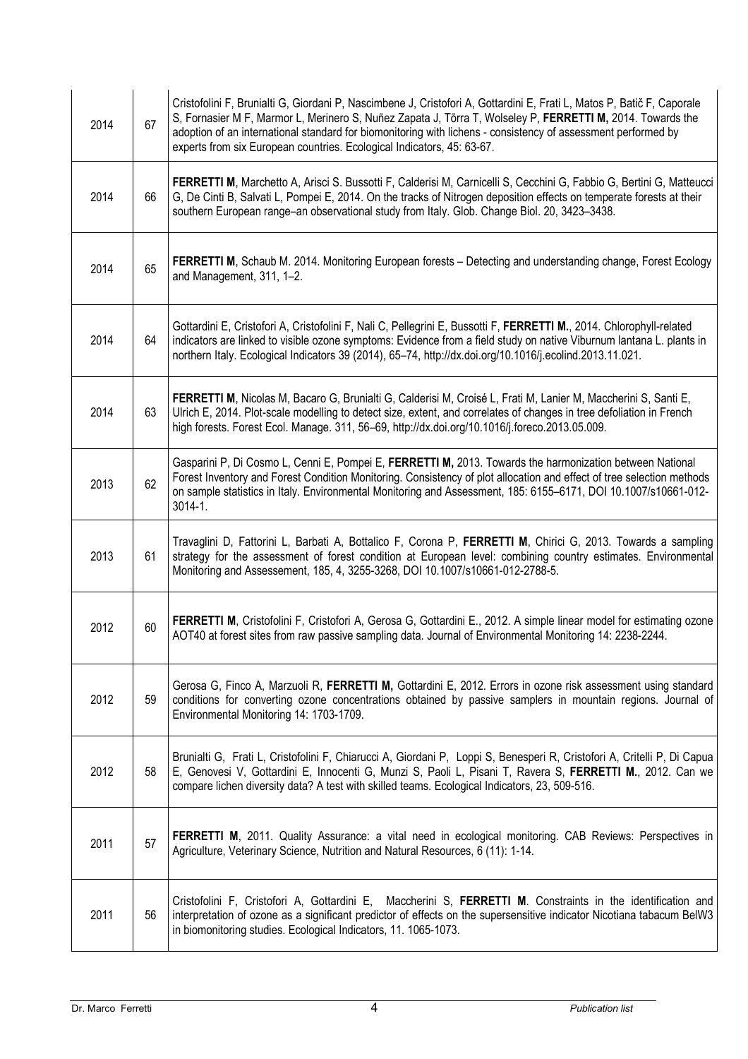| | | |
|---|---|---|
| 2014 | 67 | Cristofolini F, Brunialti G, Giordani P, Nascimbene J, Cristofori A, Gottardini E, Frati L, Matos P, Batič F, Caporale S, Fornasier M F, Marmor L, Merinero S, Nuñez Zapata J, Tõrra T, Wolseley P, **FERRETTI M,** 2014. Towards the adoption of an international standard for biomonitoring with lichens - consistency of assessment performed by experts from six European countries. Ecological Indicators, 45: 63-67. |
| 2014 | 66 | **FERRETTI M**, Marchetto A, Arisci S. Bussotti F, Calderisi M, Carnicelli S, Cecchini G, Fabbio G, Bertini G, Matteucci G, De Cinti B, Salvati L, Pompei E, 2014. On the tracks of Nitrogen deposition effects on temperate forests at their southern European range–an observational study from Italy. Glob. Change Biol. 20, 3423–3438. |
| 2014 | 65 | **FERRETTI M**, Schaub M. 2014. Monitoring European forests – Detecting and understanding change, Forest Ecology and Management, 311, 1–2. |
| 2014 | 64 | Gottardini E, Cristofori A, Cristofolini F, Nali C, Pellegrini E, Bussotti F, **FERRETTI M.**, 2014. Chlorophyll-related indicators are linked to visible ozone symptoms: Evidence from a field study on native Viburnum lantana L. plants in northern Italy. Ecological Indicators 39 (2014), 65–74, http://dx.doi.org/10.1016/j.ecolind.2013.11.021. |
| 2014 | 63 | **FERRETTI M**, Nicolas M, Bacaro G, Brunialti G, Calderisi M, Croisé L, Frati M, Lanier M, Maccherini S, Santi E, Ulrich E, 2014. Plot-scale modelling to detect size, extent, and correlates of changes in tree defoliation in French high forests. Forest Ecol. Manage. 311, 56–69, http://dx.doi.org/10.1016/j.foreco.2013.05.009. |
| 2013 | 62 | Gasparini P, Di Cosmo L, Cenni E, Pompei E, **FERRETTI M,** 2013. Towards the harmonization between National Forest Inventory and Forest Condition Monitoring. Consistency of plot allocation and effect of tree selection methods on sample statistics in Italy. Environmental Monitoring and Assessment, 185: 6155–6171, DOI 10.1007/s10661-012-3014-1. |
| 2013 | 61 | Travaglini D, Fattorini L, Barbati A, Bottalico F, Corona P, **FERRETTI M**, Chirici G, 2013. Towards a sampling strategy for the assessment of forest condition at European level: combining country estimates. Environmental Monitoring and Assessement, 185, 4, 3255-3268, DOI 10.1007/s10661-012-2788-5. |
| 2012 | 60 | **FERRETTI M**, Cristofolini F, Cristofori A, Gerosa G, Gottardini E., 2012. A simple linear model for estimating ozone AOT40 at forest sites from raw passive sampling data. Journal of Environmental Monitoring 14: 2238-2244. |
| 2012 | 59 | Gerosa G, Finco A, Marzuoli R, **FERRETTI M,** Gottardini E, 2012. Errors in ozone risk assessment using standard conditions for converting ozone concentrations obtained by passive samplers in mountain regions. Journal of Environmental Monitoring 14: 1703-1709. |
| 2012 | 58 | Brunialti G, Frati L, Cristofolini F, Chiarucci A, Giordani P, Loppi S, Benesperi R, Cristofori A, Critelli P, Di Capua E, Genovesi V, Gottardini E, Innocenti G, Munzi S, Paoli L, Pisani T, Ravera S, **FERRETTI M.**, 2012. Can we compare lichen diversity data? A test with skilled teams. Ecological Indicators, 23, 509-516. |
| 2011 | 57 | **FERRETTI M**, 2011. Quality Assurance: a vital need in ecological monitoring. CAB Reviews: Perspectives in Agriculture, Veterinary Science, Nutrition and Natural Resources, 6 (11): 1-14. |
| 2011 | 56 | Cristofolini F, Cristofori A, Gottardini E, Maccherini S, **FERRETTI M**. Constraints in the identification and interpretation of ozone as a significant predictor of effects on the supersensitive indicator Nicotiana tabacum BelW3 in biomonitoring studies. Ecological Indicators, 11. 1065-1073. |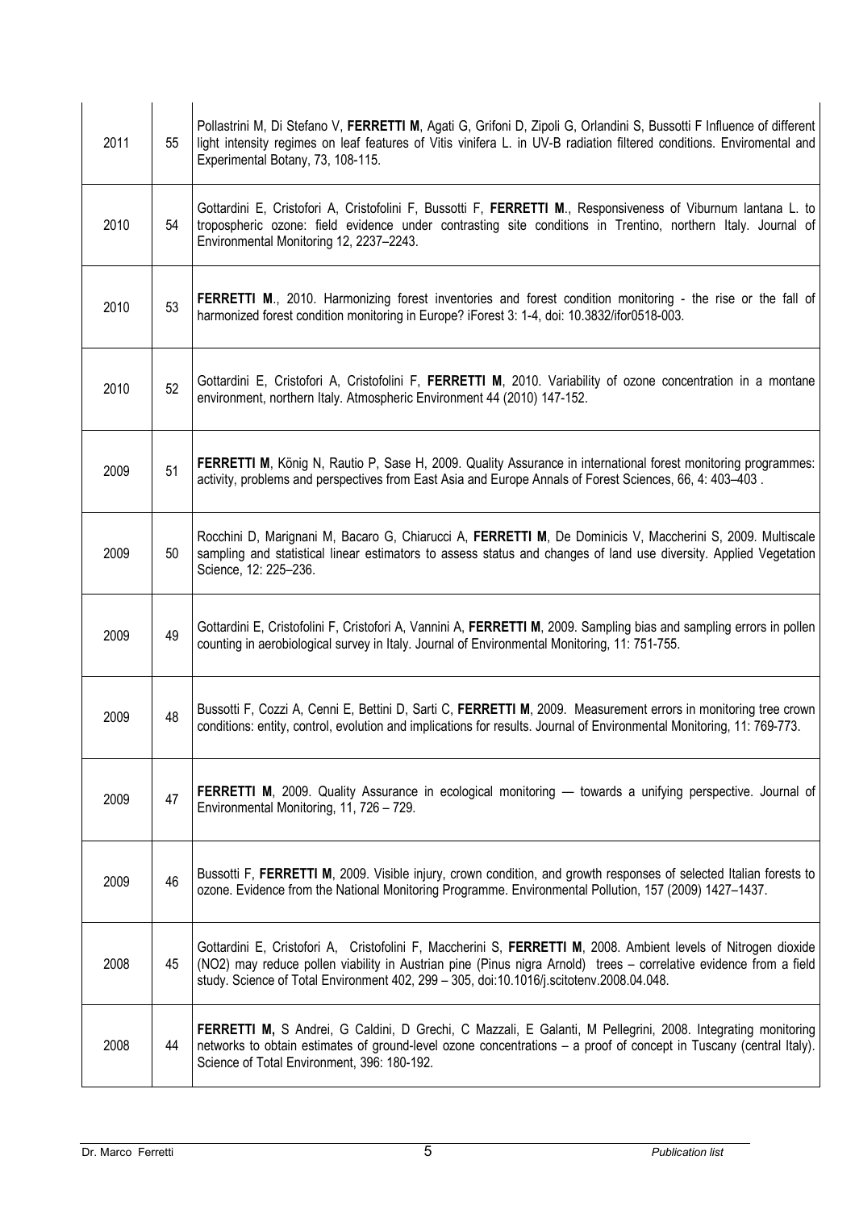| | | |
|---|---|---|
| 2011 | 55 | Pollastrini M, Di Stefano V, **FERRETTI M**, Agati G, Grifoni D, Zipoli G, Orlandini S, Bussotti F Influence of different light intensity regimes on leaf features of Vitis vinifera L. in UV-B radiation filtered conditions. Enviromental and Experimental Botany, 73, 108-115. |
| 2010 | 54 | Gottardini E, Cristofori A, Cristofolini F, Bussotti F, **FERRETTI M**., Responsiveness of Viburnum lantana L. to tropospheric ozone: field evidence under contrasting site conditions in Trentino, northern Italy. Journal of Environmental Monitoring 12, 2237–2243. |
| 2010 | 53 | **FERRETTI M**., 2010. Harmonizing forest inventories and forest condition monitoring - the rise or the fall of harmonized forest condition monitoring in Europe? iForest 3: 1-4, doi: 10.3832/ifor0518-003. |
| 2010 | 52 | Gottardini E, Cristofori A, Cristofolini F, **FERRETTI M**, 2010. Variability of ozone concentration in a montane environment, northern Italy. Atmospheric Environment 44 (2010) 147-152. |
| 2009 | 51 | **FERRETTI M**, König N, Rautio P, Sase H, 2009. Quality Assurance in international forest monitoring programmes: activity, problems and perspectives from East Asia and Europe Annals of Forest Sciences, 66, 4: 403–403 . |
| 2009 | 50 | Rocchini D, Marignani M, Bacaro G, Chiarucci A, **FERRETTI M**, De Dominicis V, Maccherini S, 2009. Multiscale sampling and statistical linear estimators to assess status and changes of land use diversity. Applied Vegetation Science, 12: 225–236. |
| 2009 | 49 | Gottardini E, Cristofolini F, Cristofori A, Vannini A, **FERRETTI M**, 2009. Sampling bias and sampling errors in pollen counting in aerobiological survey in Italy. Journal of Environmental Monitoring, 11: 751-755. |
| 2009 | 48 | Bussotti F, Cozzi A, Cenni E, Bettini D, Sarti C, **FERRETTI M**, 2009. Measurement errors in monitoring tree crown conditions: entity, control, evolution and implications for results. Journal of Environmental Monitoring, 11: 769-773. |
| 2009 | 47 | **FERRETTI M**, 2009. Quality Assurance in ecological monitoring — towards a unifying perspective. Journal of Environmental Monitoring, 11, 726 – 729. |
| 2009 | 46 | Bussotti F, **FERRETTI M**, 2009. Visible injury, crown condition, and growth responses of selected Italian forests to ozone. Evidence from the National Monitoring Programme. Environmental Pollution, 157 (2009) 1427–1437. |
| 2008 | 45 | Gottardini E, Cristofori A, Cristofolini F, Maccherini S, **FERRETTI M**, 2008. Ambient levels of Nitrogen dioxide ($NO_2$) may reduce pollen viability in Austrian pine (Pinus nigra Arnold) trees – correlative evidence from a field study. Science of Total Environment 402, 299 – 305, doi:10.1016/j.scitotenv.2008.04.048. |
| 2008 | 44 | **FERRETTI M,** S Andrei, G Caldini, D Grechi, C Mazzali, E Galanti, M Pellegrini, 2008. Integrating monitoring networks to obtain estimates of ground-level ozone concentrations – a proof of concept in Tuscany (central Italy). Science of Total Environment, 396: 180-192. |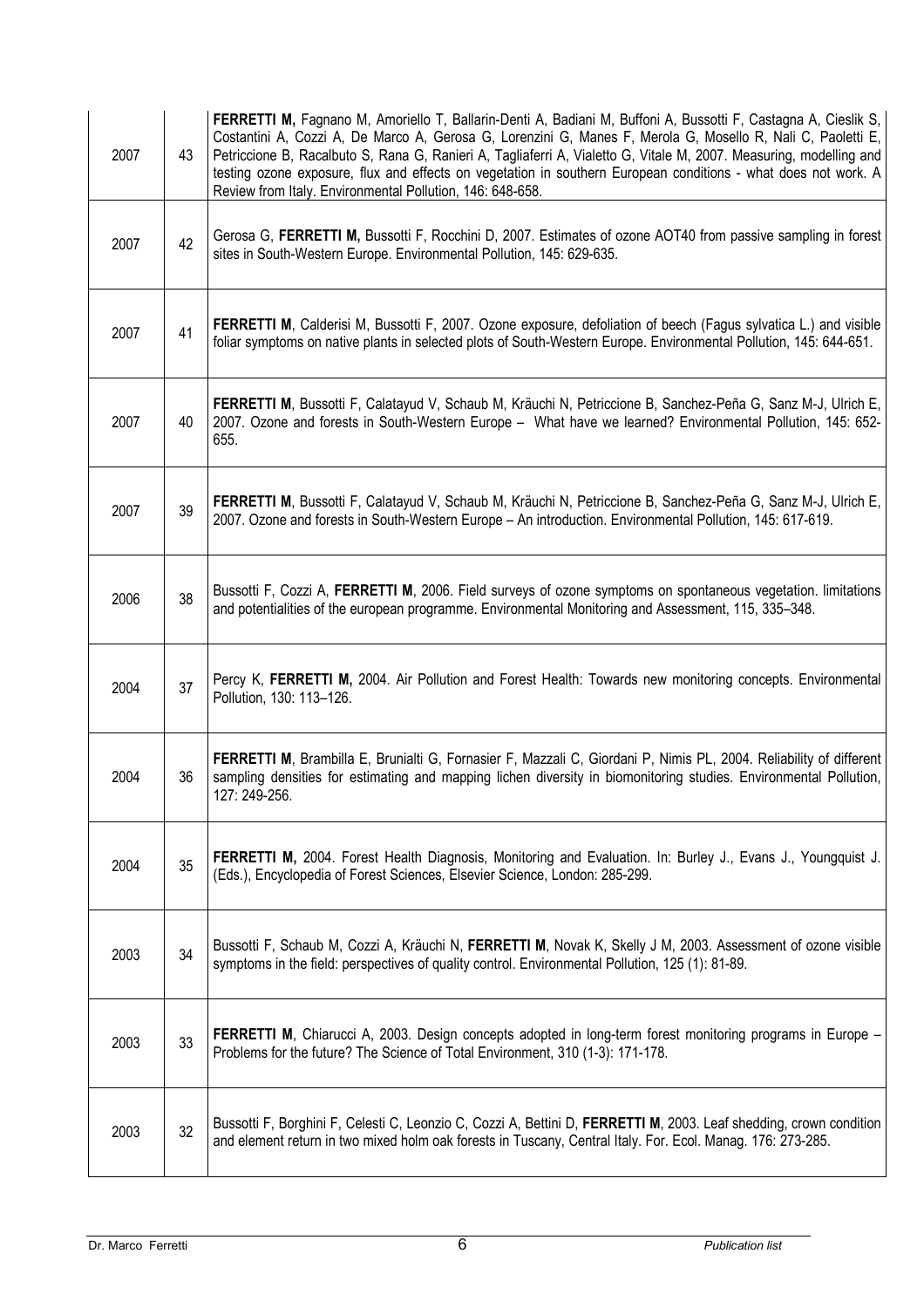| | | |
|---|---|---|
| 2007 | 43 | **FERRETTI M,** Fagnano M, Amoriello T, Ballarin-Denti A, Badiani M, Buffoni A, Bussotti F, Castagna A, Cieslik S, Costantini A, Cozzi A, De Marco A, Gerosa G, Lorenzini G, Manes F, Merola G, Mosello R, Nali C, Paoletti E, Petriccione B, Racalbuto S, Rana G, Ranieri A, Tagliaferri A, Vialetto G, Vitale M, 2007. Measuring, modelling and testing ozone exposure, flux and effects on vegetation in southern European conditions - what does not work. A Review from Italy. Environmental Pollution, 146: 648-658. |
| 2007 | 42 | Gerosa G, **FERRETTI M,** Bussotti F, Rocchini D, 2007. Estimates of ozone AOT40 from passive sampling in forest sites in South-Western Europe. Environmental Pollution, 145: 629-635. |
| 2007 | 41 | **FERRETTI M**, Calderisi M, Bussotti F, 2007. Ozone exposure, defoliation of beech (Fagus sylvatica L.) and visible foliar symptoms on native plants in selected plots of South-Western Europe. Environmental Pollution, 145: 644-651. |
| 2007 | 40 | **FERRETTI M**, Bussotti F, Calatayud V, Schaub M, Kräuchi N, Petriccione B, Sanchez-Peña G, Sanz M-J, Ulrich E, 2007. Ozone and forests in South-Western Europe – What have we learned? Environmental Pollution, 145: 652-655. |
| 2007 | 39 | **FERRETTI M**, Bussotti F, Calatayud V, Schaub M, Kräuchi N, Petriccione B, Sanchez-Peña G, Sanz M-J, Ulrich E, 2007. Ozone and forests in South-Western Europe – An introduction. Environmental Pollution, 145: 617-619. |
| 2006 | 38 | Bussotti F, Cozzi A, **FERRETTI M**, 2006. Field surveys of ozone symptoms on spontaneous vegetation. limitations and potentialities of the european programme. Environmental Monitoring and Assessment, 115, 335–348. |
| 2004 | 37 | Percy K, **FERRETTI M,** 2004. Air Pollution and Forest Health: Towards new monitoring concepts. Environmental Pollution, 130: 113–126. |
| 2004 | 36 | **FERRETTI M**, Brambilla E, Brunialti G, Fornasier F, Mazzali C, Giordani P, Nimis PL, 2004. Reliability of different sampling densities for estimating and mapping lichen diversity in biomonitoring studies. Environmental Pollution, 127: 249-256. |
| 2004 | 35 | **FERRETTI M,** 2004. Forest Health Diagnosis, Monitoring and Evaluation. In: Burley J., Evans J., Youngquist J. (Eds.), Encyclopedia of Forest Sciences, Elsevier Science, London: 285-299. |
| 2003 | 34 | Bussotti F, Schaub M, Cozzi A, Kräuchi N, **FERRETTI M**, Novak K, Skelly J M, 2003. Assessment of ozone visible symptoms in the field: perspectives of quality control. Environmental Pollution, 125 (1): 81-89. |
| 2003 | 33 | **FERRETTI M**, Chiarucci A, 2003. Design concepts adopted in long-term forest monitoring programs in Europe – Problems for the future? The Science of Total Environment, 310 (1-3): 171-178. |
| 2003 | 32 | Bussotti F, Borghini F, Celesti C, Leonzio C, Cozzi A, Bettini D, **FERRETTI M**, 2003. Leaf shedding, crown condition and element return in two mixed holm oak forests in Tuscany, Central Italy. For. Ecol. Manag. 176: 273-285. |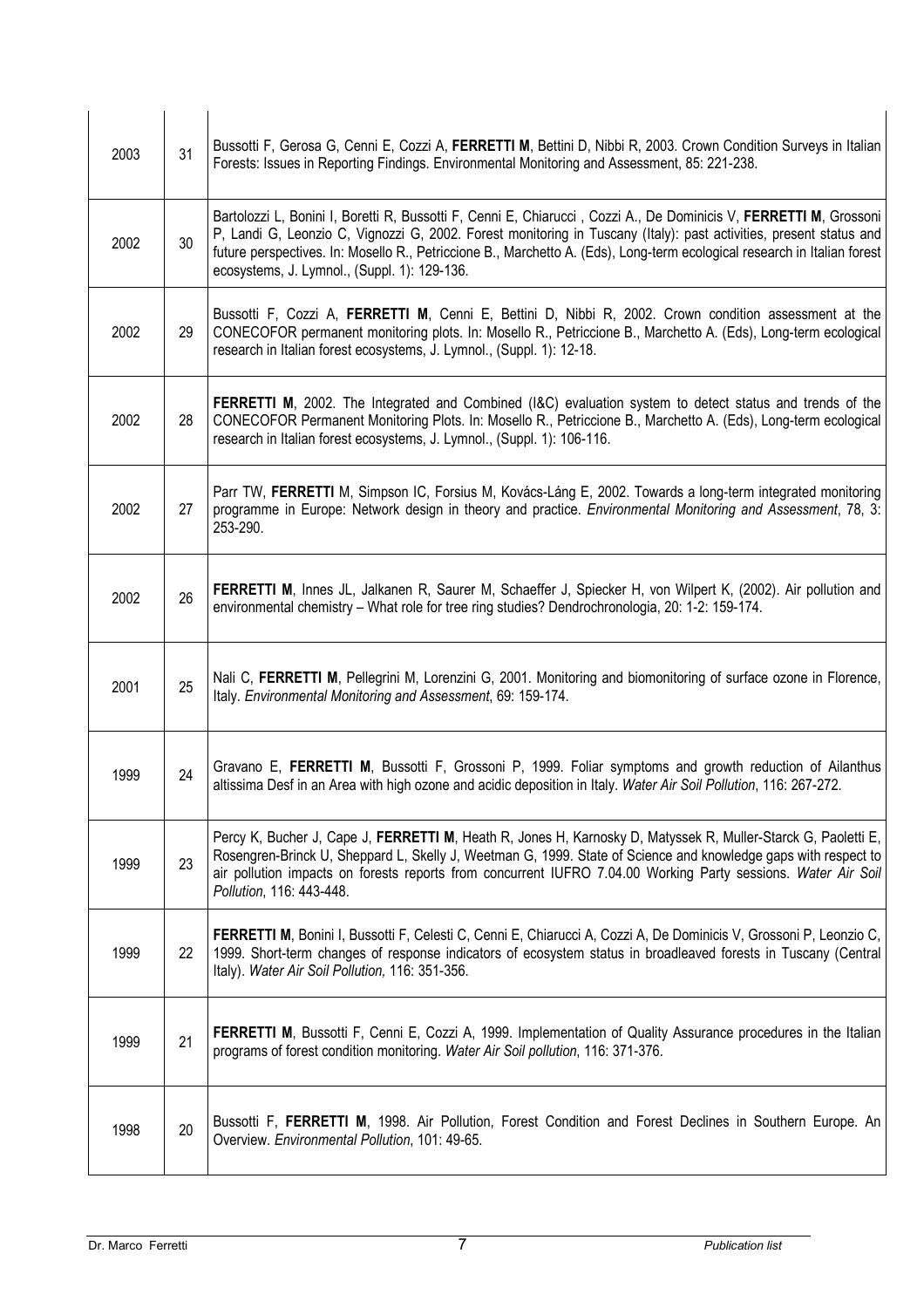| | | |
|---|---|---|
| 2003 | 31 | Bussotti F, Gerosa G, Cenni E, Cozzi A, **FERRETTI M**, Bettini D, Nibbi R, 2003. Crown Condition Surveys in Italian Forests: Issues in Reporting Findings. Environmental Monitoring and Assessment, 85: 221-238. |
| 2002 | 30 | Bartolozzi L, Bonini I, Boretti R, Bussotti F, Cenni E, Chiarucci , Cozzi A., De Dominicis V, **FERRETTI M**, Grossoni P, Landi G, Leonzio C, Vignozzi G, 2002. Forest monitoring in Tuscany (Italy): past activities, present status and future perspectives. In: Mosello R., Petriccione B., Marchetto A. (Eds), Long-term ecological research in Italian forest ecosystems, J. Lymnol., (Suppl. 1): 129-136. |
| 2002 | 29 | Bussotti F, Cozzi A, **FERRETTI M**, Cenni E, Bettini D, Nibbi R, 2002. Crown condition assessment at the CONECOFOR permanent monitoring plots. In: Mosello R., Petriccione B., Marchetto A. (Eds), Long-term ecological research in Italian forest ecosystems, J. Lymnol., (Suppl. 1): 12-18. |
| 2002 | 28 | **FERRETTI M**, 2002. The Integrated and Combined (I&C) evaluation system to detect status and trends of the CONECOFOR Permanent Monitoring Plots. In: Mosello R., Petriccione B., Marchetto A. (Eds), Long-term ecological research in Italian forest ecosystems, J. Lymnol., (Suppl. 1): 106-116. |
| 2002 | 27 | Parr TW, **FERRETTI** M, Simpson IC, Forsius M, Kovács-Láng E, 2002. Towards a long-term integrated monitoring programme in Europe: Network design in theory and practice. *Environmental Monitoring and Assessment*, 78, 3: 253-290. |
| 2002 | 26 | **FERRETTI M**, Innes JL, Jalkanen R, Saurer M, Schaeffer J, Spiecker H, von Wilpert K, (2002). Air pollution and environmental chemistry – What role for tree ring studies? Dendrochronologia, 20: 1-2: 159-174. |
| 2001 | 25 | Nali C, **FERRETTI M**, Pellegrini M, Lorenzini G, 2001. Monitoring and biomonitoring of surface ozone in Florence, Italy. *Environmental Monitoring and Assessment*, 69: 159-174. |
| 1999 | 24 | Gravano E, **FERRETTI M**, Bussotti F, Grossoni P, 1999. Foliar symptoms and growth reduction of Ailanthus altissima Desf in an Area with high ozone and acidic deposition in Italy. *Water Air Soil Pollution*, 116: 267-272. |
| 1999 | 23 | Percy K, Bucher J, Cape J, **FERRETTI M**, Heath R, Jones H, Karnosky D, Matyssek R, Muller-Starck G, Paoletti E, Rosengren-Brinck U, Sheppard L, Skelly J, Weetman G, 1999. State of Science and knowledge gaps with respect to air pollution impacts on forests reports from concurrent IUFRO 7.04.00 Working Party sessions. *Water Air Soil Pollution*, 116: 443-448. |
| 1999 | 22 | **FERRETTI M**, Bonini I, Bussotti F, Celesti C, Cenni E, Chiarucci A, Cozzi A, De Dominicis V, Grossoni P, Leonzio C, 1999. Short-term changes of response indicators of ecosystem status in broadleaved forests in Tuscany (Central Italy). *Water Air Soil Pollution,* 116: 351-356. |
| 1999 | 21 | **FERRETTI M**, Bussotti F, Cenni E, Cozzi A, 1999. Implementation of Quality Assurance procedures in the Italian programs of forest condition monitoring. *Water Air Soil pollution*, 116: 371-376. |
| 1998 | 20 | Bussotti F, **FERRETTI M**, 1998. Air Pollution, Forest Condition and Forest Declines in Southern Europe. An Overview. *Environmental Pollution*, 101: 49-65. |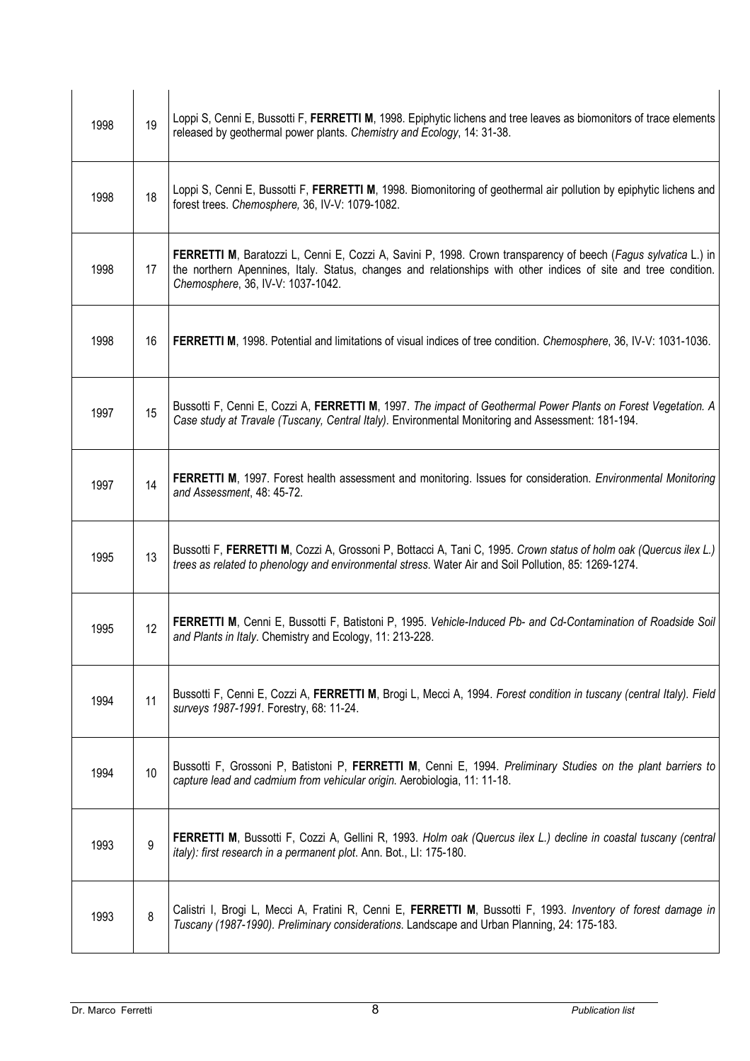| | | |
|---|---|---|
| 1998 | 19 | Loppi S, Cenni E, Bussotti F, **FERRETTI M**, 1998. Epiphytic lichens and tree leaves as biomonitors of trace elements released by geothermal power plants. *Chemistry and Ecology*, 14: 31-38. |
| 1998 | 18 | Loppi S, Cenni E, Bussotti F, **FERRETTI M**, 1998. Biomonitoring of geothermal air pollution by epiphytic lichens and forest trees. *Chemosphere,* 36, IV-V: 1079-1082. |
| 1998 | 17 | **FERRETTI M**, Baratozzi L, Cenni E, Cozzi A, Savini P, 1998. Crown transparency of beech (*Fagus sylvatica* L.) in the northern Apennines, Italy. Status, changes and relationships with other indices of site and tree condition. *Chemosphere*, 36, IV-V: 1037-1042. |
| 1998 | 16 | **FERRETTI M**, 1998. Potential and limitations of visual indices of tree condition. *Chemosphere*, 36, IV-V: 1031-1036. |
| 1997 | 15 | Bussotti F, Cenni E, Cozzi A, **FERRETTI M**, 1997. *The impact of Geothermal Power Plants on Forest Vegetation. A Case study at Travale (Tuscany, Central Italy)*. Environmental Monitoring and Assessment: 181-194. |
| 1997 | 14 | **FERRETTI M**, 1997. Forest health assessment and monitoring. Issues for consideration. *Environmental Monitoring and Assessment*, 48: 45-72. |
| 1995 | 13 | Bussotti F, **FERRETTI M**, Cozzi A, Grossoni P, Bottacci A, Tani C, 1995. *Crown status of holm oak (Quercus ilex L.) trees as related to phenology and environmental stress*. Water Air and Soil Pollution, 85: 1269-1274. |
| 1995 | 12 | **FERRETTI M**, Cenni E, Bussotti F, Batistoni P, 1995. *Vehicle-Induced Pb- and Cd-Contamination of Roadside Soil and Plants in Italy*. Chemistry and Ecology, 11: 213-228. |
| 1994 | 11 | Bussotti F, Cenni E, Cozzi A, **FERRETTI M**, Brogi L, Mecci A, 1994. *Forest condition in tuscany (central Italy). Field surveys 1987-1991*. Forestry, 68: 11-24. |
| 1994 | 10 | Bussotti F, Grossoni P, Batistoni P, **FERRETTI M**, Cenni E, 1994. *Preliminary Studies on the plant barriers to capture lead and cadmium from vehicular origin*. Aerobiologia, 11: 11-18. |
| 1993 | 9 | **FERRETTI M**, Bussotti F, Cozzi A, Gellini R, 1993. *Holm oak (Quercus ilex L.) decline in coastal tuscany (central italy): first research in a permanent plot*. Ann. Bot., LI: 175-180. |
| 1993 | 8 | Calistri I, Brogi L, Mecci A, Fratini R, Cenni E, **FERRETTI M**, Bussotti F, 1993. *Inventory of forest damage in Tuscany (1987-1990). Preliminary considerations*. Landscape and Urban Planning, 24: 175-183. |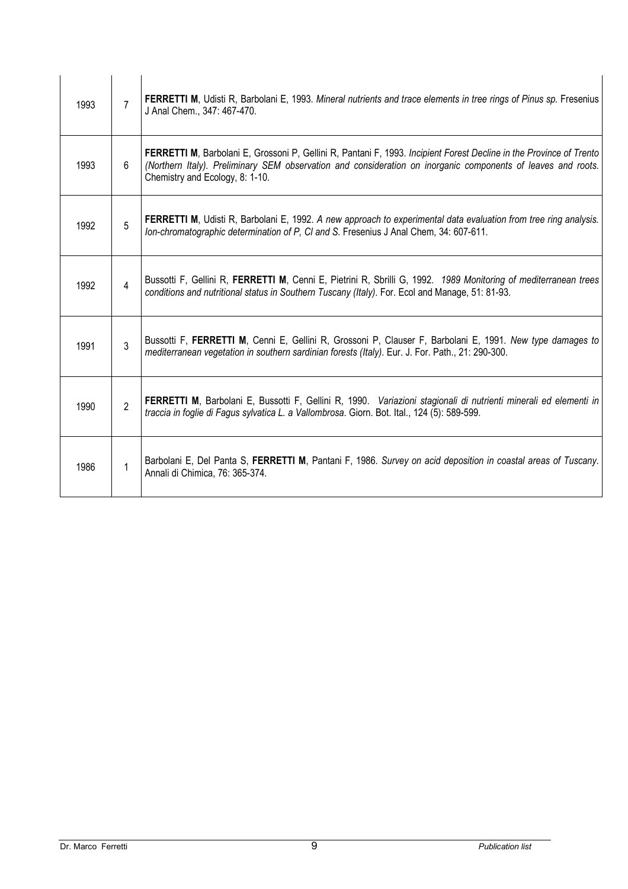| | | |
|---|---|---|
| 1993 | 7 | **FERRETTI M**, Udisti R, Barbolani E, 1993. *Mineral nutrients and trace elements in tree rings of Pinus sp.* Fresenius J Anal Chem., 347: 467-470. |
| 1993 | 6 | **FERRETTI M**, Barbolani E, Grossoni P, Gellini R, Pantani F, 1993. *Incipient Forest Decline in the Province of Trento (Northern Italy). Preliminary SEM observation and consideration on inorganic components of leaves and roots.* Chemistry and Ecology, 8: 1-10. |
| 1992 | 5 | **FERRETTI M**, Udisti R, Barbolani E, 1992. *A new approach to experimental data evaluation from tree ring analysis. Ion-chromatographic determination of P, Cl and S.* Fresenius J Anal Chem, 34: 607-611. |
| 1992 | 4 | Bussotti F, Gellini R, **FERRETTI M**, Cenni E, Pietrini R, Sbrilli G, 1992. *1989 Monitoring of mediterranean trees conditions and nutritional status in Southern Tuscany (Italy).* For. Ecol and Manage, 51: 81-93. |
| 1991 | 3 | Bussotti F, **FERRETTI M**, Cenni E, Gellini R, Grossoni P, Clauser F, Barbolani E, 1991. *New type damages to mediterranean vegetation in southern sardinian forests (Italy).* Eur. J. For. Path., 21: 290-300. |
| 1990 | 2 | **FERRETTI M**, Barbolani E, Bussotti F, Gellini R, 1990. *Variazioni stagionali di nutrienti minerali ed elementi in traccia in foglie di Fagus sylvatica L. a Vallombrosa.* Giorn. Bot. Ital., 124 (5): 589-599. |
| 1986 | 1 | Barbolani E, Del Panta S, **FERRETTI M**, Pantani F, 1986. *Survey on acid deposition in coastal areas of Tuscany.* Annali di Chimica, 76: 365-374. |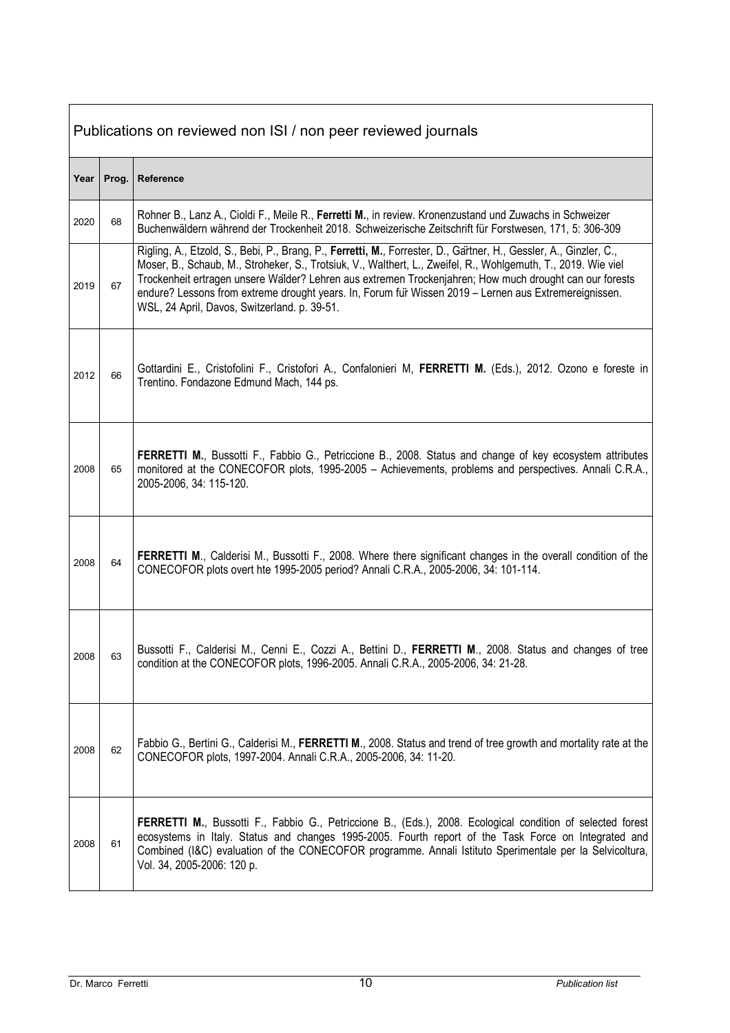## Publications on reviewed non ISI / non peer reviewed journals

| Year | Prog. | Reference |
|---|---|---|
| 2020 | 68 | Rohner B., Lanz A., Cioldi F., Meile R., **Ferretti M.**, in review. Kronenzustand und Zuwachs in Schweizer Buchenwäldern während der Trockenheit 2018. Schweizerische Zeitschrift für Forstwesen, 171, 5: 306-309 |
| 2019 | 67 | Rigling, A., Etzold, S., Bebi, P., Brang, P., **Ferretti, M.**, Forrester, D., Gärtner, H., Gessler, A., Ginzler, C., Moser, B., Schaub, M., Stroheker, S., Trotsiuk, V., Walthert, L., Zweifel, R., Wohlgemuth, T., 2019. Wie viel Trockenheit ertragen unsere Wälder? Lehren aus extremen Trockenjahren; How much drought can our forests endure? Lessons from extreme drought years. In, Forum für Wissen 2019 – Lernen aus Extremereignissen. WSL, 24 April, Davos, Switzerland. p. 39-51. |
| 2012 | 66 | Gottardini E., Cristofolini F., Cristofori A., Confalonieri M, **FERRETTI M.** (Eds.), 2012. Ozono e foreste in Trentino. Fondazone Edmund Mach, 144 ps. |
| 2008 | 65 | **FERRETTI M.**, Bussotti F., Fabbio G., Petriccione B., 2008. Status and change of key ecosystem attributes monitored at the CONECOFOR plots, 1995-2005 – Achievements, problems and perspectives. Annali C.R.A., 2005-2006, 34: 115-120. |
| 2008 | 64 | **FERRETTI M**., Calderisi M., Bussotti F., 2008. Where there significant changes in the overall condition of the CONECOFOR plots overt hte 1995-2005 period? Annali C.R.A., 2005-2006, 34: 101-114. |
| 2008 | 63 | Bussotti F., Calderisi M., Cenni E., Cozzi A., Bettini D., **FERRETTI M**., 2008. Status and changes of tree condition at the CONECOFOR plots, 1996-2005. Annali C.R.A., 2005-2006, 34: 21-28. |
| 2008 | 62 | Fabbio G., Bertini G., Calderisi M., **FERRETTI M**., 2008. Status and trend of tree growth and mortality rate at the CONECOFOR plots, 1997-2004. Annali C.R.A., 2005-2006, 34: 11-20. |
| 2008 | 61 | **FERRETTI M.**, Bussotti F., Fabbio G., Petriccione B., (Eds.), 2008. Ecological condition of selected forest ecosystems in Italy. Status and changes 1995-2005. Fourth report of the Task Force on Integrated and Combined (I&C) evaluation of the CONECOFOR programme. Annali Istituto Sperimentale per la Selvicoltura, Vol. 34, 2005-2006: 120 p. |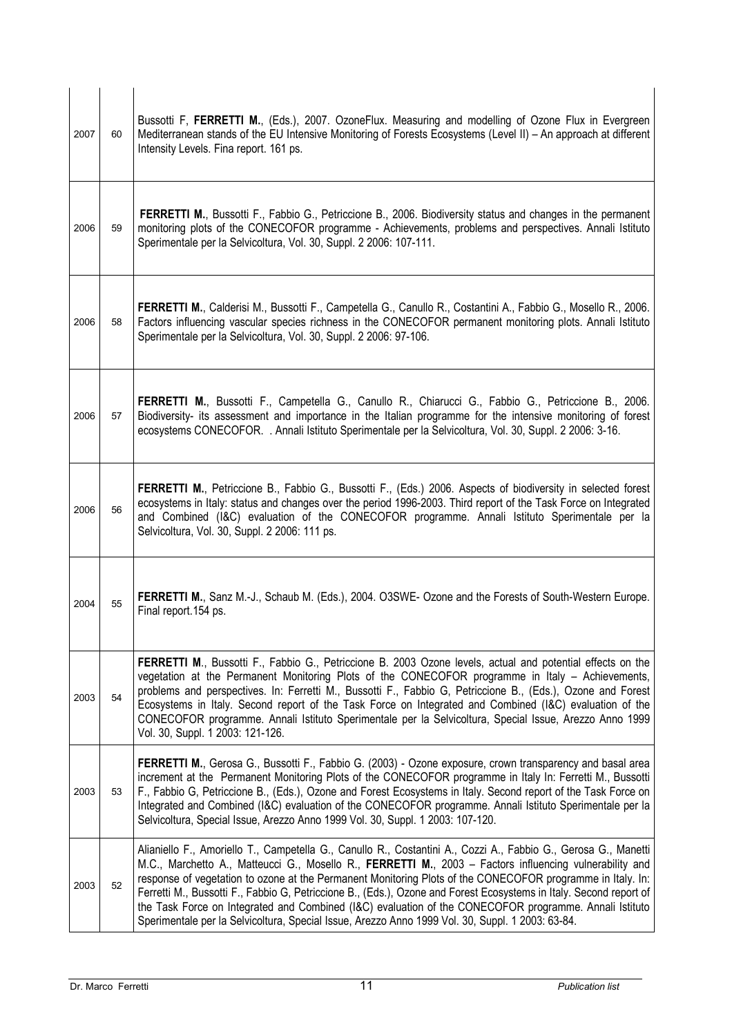| | | |
|---|---|---|
| 2007 | 60 | Bussotti F, **FERRETTI M.**, (Eds.), 2007. OzoneFlux. Measuring and modelling of Ozone Flux in Evergreen Mediterranean stands of the EU Intensive Monitoring of Forests Ecosystems (Level II) – An approach at different Intensity Levels. Fina report. 161 ps. |
| 2006 | 59 | **FERRETTI M.**, Bussotti F., Fabbio G., Petriccione B., 2006. Biodiversity status and changes in the permanent monitoring plots of the CONECOFOR programme - Achievements, problems and perspectives. Annali Istituto Sperimentale per la Selvicoltura, Vol. 30, Suppl. 2 2006: 107-111. |
| 2006 | 58 | **FERRETTI M.**, Calderisi M., Bussotti F., Campetella G., Canullo R., Costantini A., Fabbio G., Mosello R., 2006. Factors influencing vascular species richness in the CONECOFOR permanent monitoring plots. Annali Istituto Sperimentale per la Selvicoltura, Vol. 30, Suppl. 2 2006: 97-106. |
| 2006 | 57 | **FERRETTI M.**, Bussotti F., Campetella G., Canullo R., Chiarucci G., Fabbio G., Petriccione B., 2006. Biodiversity- its assessment and importance in the Italian programme for the intensive monitoring of forest ecosystems CONECOFOR. . Annali Istituto Sperimentale per la Selvicoltura, Vol. 30, Suppl. 2 2006: 3-16. |
| 2006 | 56 | **FERRETTI M.**, Petriccione B., Fabbio G., Bussotti F., (Eds.) 2006. Aspects of biodiversity in selected forest ecosystems in Italy: status and changes over the period 1996-2003. Third report of the Task Force on Integrated and Combined (I&C) evaluation of the CONECOFOR programme. Annali Istituto Sperimentale per la Selvicoltura, Vol. 30, Suppl. 2 2006: 111 ps. |
| 2004 | 55 | **FERRETTI M.**, Sanz M.-J., Schaub M. (Eds.), 2004. O3SWE- Ozone and the Forests of South-Western Europe. Final report.154 ps. |
| 2003 | 54 | **FERRETTI M**., Bussotti F., Fabbio G., Petriccione B. 2003 Ozone levels, actual and potential effects on the vegetation at the Permanent Monitoring Plots of the CONECOFOR programme in Italy – Achievements, problems and perspectives. In: Ferretti M., Bussotti F., Fabbio G, Petriccione B., (Eds.), Ozone and Forest Ecosystems in Italy. Second report of the Task Force on Integrated and Combined (I&C) evaluation of the CONECOFOR programme. Annali Istituto Sperimentale per la Selvicoltura, Special Issue, Arezzo Anno 1999 Vol. 30, Suppl. 1 2003: 121-126. |
| 2003 | 53 | **FERRETTI M.**, Gerosa G., Bussotti F., Fabbio G. (2003) - Ozone exposure, crown transparency and basal area increment at the Permanent Monitoring Plots of the CONECOFOR programme in Italy In: Ferretti M., Bussotti F., Fabbio G, Petriccione B., (Eds.), Ozone and Forest Ecosystems in Italy. Second report of the Task Force on Integrated and Combined (I&C) evaluation of the CONECOFOR programme. Annali Istituto Sperimentale per la Selvicoltura, Special Issue, Arezzo Anno 1999 Vol. 30, Suppl. 1 2003: 107-120. |
| 2003 | 52 | Alianiello F., Amoriello T., Campetella G., Canullo R., Costantini A., Cozzi A., Fabbio G., Gerosa G., Manetti M.C., Marchetto A., Matteucci G., Mosello R., **FERRETTI M.**, 2003 – Factors influencing vulnerability and response of vegetation to ozone at the Permanent Monitoring Plots of the CONECOFOR programme in Italy. In: Ferretti M., Bussotti F., Fabbio G, Petriccione B., (Eds.), Ozone and Forest Ecosystems in Italy. Second report of the Task Force on Integrated and Combined (I&C) evaluation of the CONECOFOR programme. Annali Istituto Sperimentale per la Selvicoltura, Special Issue, Arezzo Anno 1999 Vol. 30, Suppl. 1 2003: 63-84. |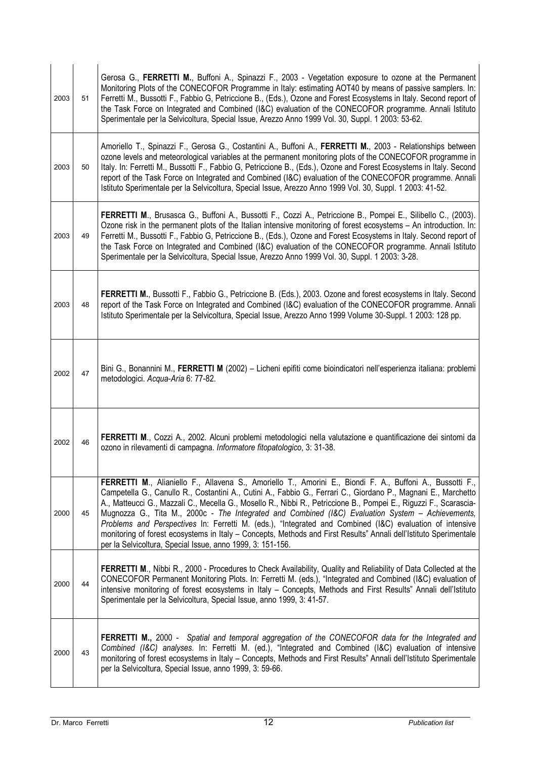| | | |
|---|---|---|
| 2003 | 51 | Gerosa G., **FERRETTI M.**, Buffoni A., Spinazzi F., 2003 - Vegetation exposure to ozone at the Permanent Monitoring Plots of the CONECOFOR Programme in Italy: estimating AOT40 by means of passive samplers. In: Ferretti M., Bussotti F., Fabbio G, Petriccione B., (Eds.), Ozone and Forest Ecosystems in Italy. Second report of the Task Force on Integrated and Combined (I&C) evaluation of the CONECOFOR programme. Annali Istituto Sperimentale per la Selvicoltura, Special Issue, Arezzo Anno 1999 Vol. 30, Suppl. 1 2003: 53-62. |
| 2003 | 50 | Amoriello T., Spinazzi F., Gerosa G., Costantini A., Buffoni A., **FERRETTI M.**, 2003 - Relationships between ozone levels and meteorological variables at the permanent monitoring plots of the CONECOFOR programme in Italy. In: Ferretti M., Bussotti F., Fabbio G, Petriccione B., (Eds.), Ozone and Forest Ecosystems in Italy. Second report of the Task Force on Integrated and Combined (I&C) evaluation of the CONECOFOR programme. Annali Istituto Sperimentale per la Selvicoltura, Special Issue, Arezzo Anno 1999 Vol. 30, Suppl. 1 2003: 41-52. |
| 2003 | 49 | **FERRETTI M**., Brusasca G., Buffoni A., Bussotti F., Cozzi A., Petriccione B., Pompei E., Silibello C., (2003). Ozone risk in the permanent plots of the Italian intensive monitoring of forest ecosystems – An introduction. In: Ferretti M., Bussotti F., Fabbio G, Petriccione B., (Eds.), Ozone and Forest Ecosystems in Italy. Second report of the Task Force on Integrated and Combined (I&C) evaluation of the CONECOFOR programme. Annali Istituto Sperimentale per la Selvicoltura, Special Issue, Arezzo Anno 1999 Vol. 30, Suppl. 1 2003: 3-28. |
| 2003 | 48 | **FERRETTI M.**, Bussotti F., Fabbio G., Petriccione B. (Eds.), 2003. Ozone and forest ecosystems in Italy. Second report of the Task Force on Integrated and Combined (I&C) evaluation of the CONECOFOR programme. Annali Istituto Sperimentale per la Selvicoltura, Special Issue, Arezzo Anno 1999 Volume 30-Suppl. 1 2003: 128 pp. |
| 2002 | 47 | Bini G., Bonannini M., **FERRETTI M** (2002) – Licheni epifiti come bioindicatori nell'esperienza italiana: problemi metodologici. *Acqua-Aria* 6: 77-82. |
| 2002 | 46 | **FERRETTI M**., Cozzi A., 2002. Alcuni problemi metodologici nella valutazione e quantificazione dei sintomi da ozono in rilevamenti di campagna. *Informatore fitopatologico*, 3: 31-38. |
| 2000 | 45 | **FERRETTI M**., Alianiello F., Allavena S., Amoriello T., Amorini E., Biondi F. A., Buffoni A., Bussotti F., Campetella G., Canullo R., Costantini A., Cutini A., Fabbio G., Ferrari C., Giordano P., Magnani E., Marchetto A., Matteucci G., Mazzali C., Mecella G., Mosello R., Nibbi R., Petriccione B., Pompei E., Riguzzi F., Scarascia-Mugnozza G., Tita M., 2000c - *The Integrated and Combined (I&C) Evaluation System – Achievements, Problems and Perspectives* In: Ferretti M. (eds.), "Integrated and Combined (I&C) evaluation of intensive monitoring of forest ecosystems in Italy – Concepts, Methods and First Results" Annali dell'Istituto Sperimentale per la Selvicoltura, Special Issue, anno 1999, 3: 151-156. |
| 2000 | 44 | **FERRETTI M**., Nibbi R., 2000 - Procedures to Check Availability, Quality and Reliability of Data Collected at the CONECOFOR Permanent Monitoring Plots. In: Ferretti M. (eds.), "Integrated and Combined (I&C) evaluation of intensive monitoring of forest ecosystems in Italy – Concepts, Methods and First Results" Annali dell'Istituto Sperimentale per la Selvicoltura, Special Issue, anno 1999, 3: 41-57. |
| 2000 | 43 | **FERRETTI M.,** 2000 - *Spatial and temporal aggregation of the CONECOFOR data for the Integrated and Combined (I&C) analyses*. In: Ferretti M. (ed.), "Integrated and Combined (I&C) evaluation of intensive monitoring of forest ecosystems in Italy – Concepts, Methods and First Results" Annali dell'Istituto Sperimentale per la Selvicoltura, Special Issue, anno 1999, 3: 59-66. |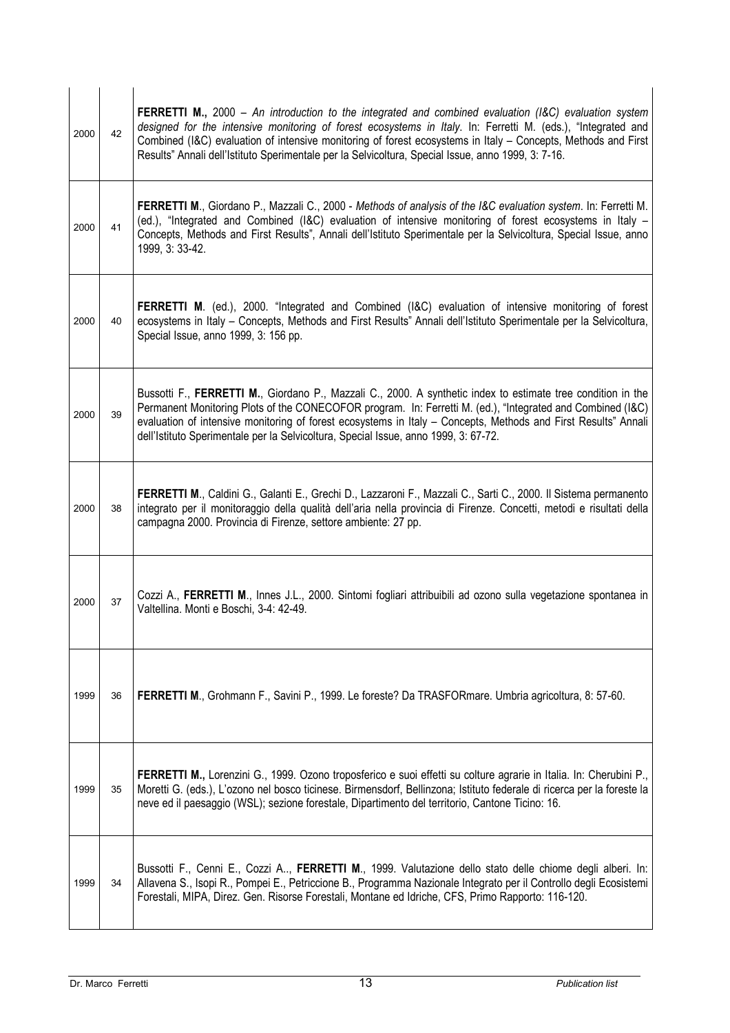| | | |
|---|---|---|
| 2000 | 42 | **FERRETTI M.,** 2000 – *An introduction to the integrated and combined evaluation (I&C) evaluation system designed for the intensive monitoring of forest ecosystems in Italy*. In: Ferretti M. (eds.), "Integrated and Combined (I&C) evaluation of intensive monitoring of forest ecosystems in Italy – Concepts, Methods and First Results" Annali dell'Istituto Sperimentale per la Selvicoltura, Special Issue, anno 1999, 3: 7-16. |
| 2000 | 41 | **FERRETTI M**., Giordano P., Mazzali C., 2000 - *Methods of analysis of the I&C evaluation system*. In: Ferretti M. (ed.), "Integrated and Combined (I&C) evaluation of intensive monitoring of forest ecosystems in Italy – Concepts, Methods and First Results", Annali dell'Istituto Sperimentale per la Selvicoltura, Special Issue, anno 1999, 3: 33-42. |
| 2000 | 40 | **FERRETTI M**. (ed.), 2000. "Integrated and Combined (I&C) evaluation of intensive monitoring of forest ecosystems in Italy – Concepts, Methods and First Results" Annali dell'Istituto Sperimentale per la Selvicoltura, Special Issue, anno 1999, 3: 156 pp. |
| 2000 | 39 | Bussotti F., **FERRETTI M.**, Giordano P., Mazzali C., 2000. A synthetic index to estimate tree condition in the Permanent Monitoring Plots of the CONECOFOR program. In: Ferretti M. (ed.), "Integrated and Combined (I&C) evaluation of intensive monitoring of forest ecosystems in Italy – Concepts, Methods and First Results" Annali dell'Istituto Sperimentale per la Selvicoltura, Special Issue, anno 1999, 3: 67-72. |
| 2000 | 38 | **FERRETTI M**., Caldini G., Galanti E., Grechi D., Lazzaroni F., Mazzali C., Sarti C., 2000. Il Sistema permanento integrato per il monitoraggio della qualità dell'aria nella provincia di Firenze. Concetti, metodi e risultati della campagna 2000. Provincia di Firenze, settore ambiente: 27 pp. |
| 2000 | 37 | Cozzi A., **FERRETTI M**., Innes J.L., 2000. Sintomi fogliari attribuibili ad ozono sulla vegetazione spontanea in Valtellina. Monti e Boschi, 3-4: 42-49. |
| 1999 | 36 | **FERRETTI M**., Grohmann F., Savini P., 1999. Le foreste? Da TRASFORmare. Umbria agricoltura, 8: 57-60. |
| 1999 | 35 | **FERRETTI M.,** Lorenzini G., 1999. Ozono troposferico e suoi effetti su colture agrarie in Italia. In: Cherubini P., Moretti G. (eds.), L'ozono nel bosco ticinese. Birmensdorf, Bellinzona; Istituto federale di ricerca per la foreste la neve ed il paesaggio (WSL); sezione forestale, Dipartimento del territorio, Cantone Ticino: 16. |
| 1999 | 34 | Bussotti F., Cenni E., Cozzi A.., **FERRETTI M**., 1999. Valutazione dello stato delle chiome degli alberi. In: Allavena S., Isopi R., Pompei E., Petriccione B., Programma Nazionale Integrato per il Controllo degli Ecosistemi Forestali, MIPA, Direz. Gen. Risorse Forestali, Montane ed Idriche, CFS, Primo Rapporto: 116-120. |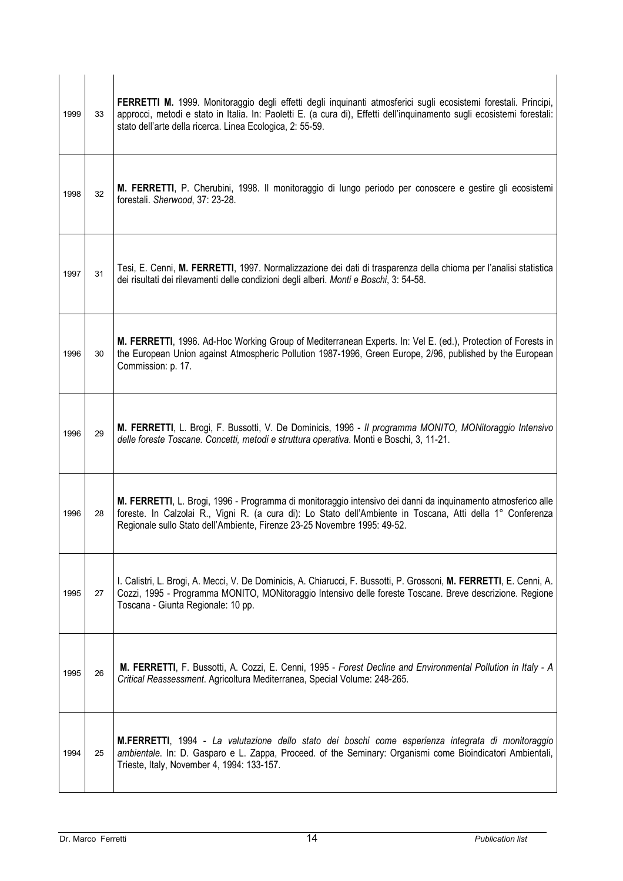| | | |
|---|---|---|
| 1999 | 33 | **FERRETTI M.** 1999. Monitoraggio degli effetti degli inquinanti atmosferici sugli ecosistemi forestali. Principi, approcci, metodi e stato in Italia. In: Paoletti E. (a cura di), Effetti dell'inquinamento sugli ecosistemi forestali: stato dell'arte della ricerca. Linea Ecologica, 2: 55-59. |
| 1998 | 32 | **M. FERRETTI**, P. Cherubini, 1998. Il monitoraggio di lungo periodo per conoscere e gestire gli ecosistemi forestali. *Sherwood*, 37: 23-28. |
| 1997 | 31 | Tesi, E. Cenni, **M. FERRETTI**, 1997. Normalizzazione dei dati di trasparenza della chioma per l'analisi statistica dei risultati dei rilevamenti delle condizioni degli alberi. *Monti e Boschi*, 3: 54-58. |
| 1996 | 30 | **M. FERRETTI**, 1996. Ad-Hoc Working Group of Mediterranean Experts. In: Vel E. (ed.), Protection of Forests in the European Union against Atmospheric Pollution 1987-1996, Green Europe, 2/96, published by the European Commission: p. 17. |
| 1996 | 29 | **M. FERRETTI**, L. Brogi, F. Bussotti, V. De Dominicis, 1996 - *Il programma MONITO, MONitoraggio Intensivo delle foreste Toscane. Concetti, metodi e struttura operativa*. Monti e Boschi, 3, 11-21. |
| 1996 | 28 | **M. FERRETTI**, L. Brogi, 1996 - Programma di monitoraggio intensivo dei danni da inquinamento atmosferico alle foreste. In Calzolai R., Vigni R. (a cura di): Lo Stato dell'Ambiente in Toscana, Atti della 1° Conferenza Regionale sullo Stato dell'Ambiente, Firenze 23-25 Novembre 1995: 49-52. |
| 1995 | 27 | I. Calistri, L. Brogi, A. Mecci, V. De Dominicis, A. Chiarucci, F. Bussotti, P. Grossoni, **M. FERRETTI**, E. Cenni, A. Cozzi, 1995 - Programma MONITO, MONitoraggio Intensivo delle foreste Toscane. Breve descrizione. Regione Toscana - Giunta Regionale: 10 pp. |
| 1995 | 26 | **M. FERRETTI**, F. Bussotti, A. Cozzi, E. Cenni, 1995 - *Forest Decline and Environmental Pollution in Italy - A Critical Reassessment*. Agricoltura Mediterranea, Special Volume: 248-265. |
| 1994 | 25 | **M.FERRETTI**, 1994 - *La valutazione dello stato dei boschi come esperienza integrata di monitoraggio ambientale*. In: D. Gasparo e L. Zappa, Proceed. of the Seminary: Organismi come Bioindicatori Ambientali, Trieste, Italy, November 4, 1994: 133-157. |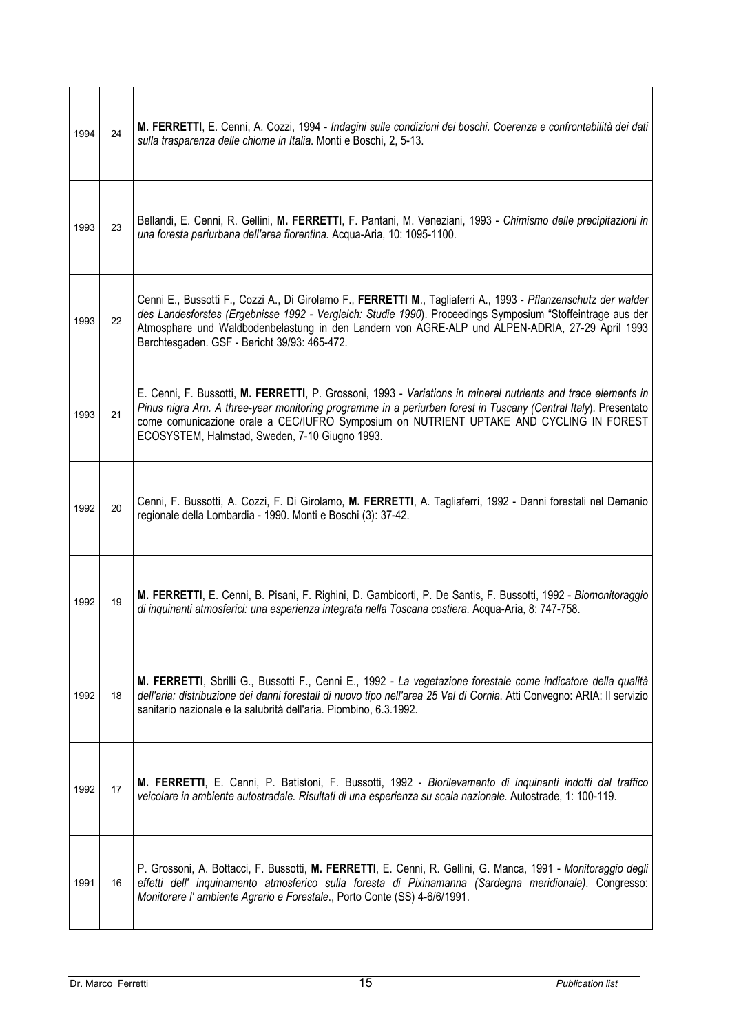| | | |
|---|---|---|
| 1994 | 24 | **M. FERRETTI**, E. Cenni, A. Cozzi, 1994 - *Indagini sulle condizioni dei boschi. Coerenza e confrontabilità dei dati sulla trasparenza delle chiome in Italia.* Monti e Boschi, 2, 5-13. |
| 1993 | 23 | Bellandi, E. Cenni, R. Gellini, **M. FERRETTI**, F. Pantani, M. Veneziani, 1993 - *Chimismo delle precipitazioni in una foresta periurbana dell'area fiorentina.* Acqua-Aria, 10: 1095-1100. |
| 1993 | 22 | Cenni E., Bussotti F., Cozzi A., Di Girolamo F., **FERRETTI M.**, Tagliaferri A., 1993 - *Pflanzenschutz der walder des Landesforstes (Ergebnisse 1992 - Vergleich: Studie 1990*). Proceedings Symposium "Stoffeintrage aus der Atmosphare und Waldbodenbelastung in den Landern von AGRE-ALP und ALPEN-ADRIA, 27-29 April 1993 Berchtesgaden. GSF - Bericht 39/93: 465-472. |
| 1993 | 21 | E. Cenni, F. Bussotti, **M. FERRETTI**, P. Grossoni, 1993 - *Variations in mineral nutrients and trace elements in Pinus nigra Arn. A three-year monitoring programme in a periurban forest in Tuscany (Central Italy*). Presentato come comunicazione orale a CEC/IUFRO Symposium on NUTRIENT UPTAKE AND CYCLING IN FOREST ECOSYSTEM, Halmstad, Sweden, 7-10 Giugno 1993. |
| 1992 | 20 | Cenni, F. Bussotti, A. Cozzi, F. Di Girolamo, **M. FERRETTI**, A. Tagliaferri, 1992 - Danni forestali nel Demanio regionale della Lombardia - 1990. Monti e Boschi (3): 37-42. |
| 1992 | 19 | **M. FERRETTI**, E. Cenni, B. Pisani, F. Righini, D. Gambicorti, P. De Santis, F. Bussotti, 1992 - *Biomonitoraggio di inquinanti atmosferici: una esperienza integrata nella Toscana costiera.* Acqua-Aria, 8: 747-758. |
| 1992 | 18 | **M. FERRETTI**, Sbrilli G., Bussotti F., Cenni E., 1992 - *La vegetazione forestale come indicatore della qualità dell'aria: distribuzione dei danni forestali di nuovo tipo nell'area 25 Val di Cornia.* Atti Convegno: ARIA: Il servizio sanitario nazionale e la salubrità dell'aria. Piombino, 6.3.1992. |
| 1992 | 17 | **M. FERRETTI**, E. Cenni, P. Batistoni, F. Bussotti, 1992 - *Biorilevamento di inquinanti indotti dal traffico veicolare in ambiente autostradale. Risultati di una esperienza su scala nazionale.* Autostrade, 1: 100-119. |
| 1991 | 16 | P. Grossoni, A. Bottacci, F. Bussotti, **M. FERRETTI**, E. Cenni, R. Gellini, G. Manca, 1991 - *Monitoraggio degli effetti dell' inquinamento atmosferico sulla foresta di Pixinamanna (Sardegna meridionale).* Congresso: *Monitorare l' ambiente Agrario e Forestale*., Porto Conte (SS) 4-6/6/1991. |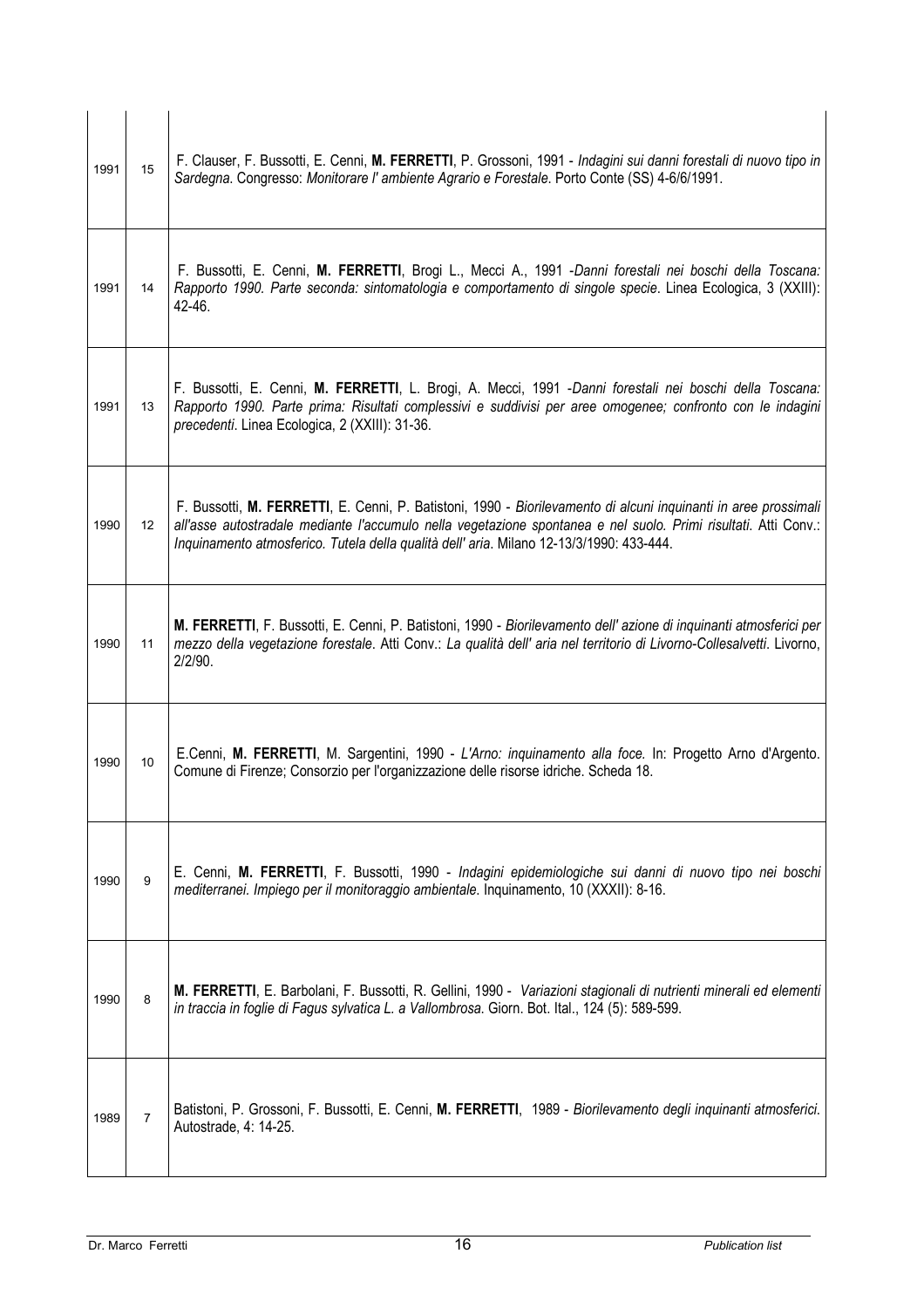| | | |
|---|---|---|
| 1991 | 15 | F. Clauser, F. Bussotti, E. Cenni, **M. FERRETTI**, P. Grossoni, 1991 - *Indagini sui danni forestali di nuovo tipo in Sardegna*. Congresso: *Monitorare l' ambiente Agrario e Forestale*. Porto Conte (SS) 4-6/6/1991. |
| 1991 | 14 | F. Bussotti, E. Cenni, **M. FERRETTI**, Brogi L., Mecci A., 1991 -*Danni forestali nei boschi della Toscana: Rapporto 1990. Parte seconda: sintomatologia e comportamento di singole specie*. Linea Ecologica, 3 (XXIII): 42-46. |
| 1991 | 13 | F. Bussotti, E. Cenni, **M. FERRETTI**, L. Brogi, A. Mecci, 1991 -*Danni forestali nei boschi della Toscana: Rapporto 1990. Parte prima: Risultati complessivi e suddivisi per aree omogenee; confronto con le indagini precedenti*. Linea Ecologica, 2 (XXIII): 31-36. |
| 1990 | 12 | F. Bussotti, **M. FERRETTI**, E. Cenni, P. Batistoni, 1990 - *Biorilevamento di alcuni inquinanti in aree prossimali all'asse autostradale mediante l'accumulo nella vegetazione spontanea e nel suolo. Primi risultati*. Atti Conv.: *Inquinamento atmosferico. Tutela della qualità dell' aria*. Milano 12-13/3/1990: 433-444. |
| 1990 | 11 | **M. FERRETTI**, F. Bussotti, E. Cenni, P. Batistoni, 1990 - *Biorilevamento dell' azione di inquinanti atmosferici per mezzo della vegetazione forestale*. Atti Conv.: *La qualità dell' aria nel territorio di Livorno-Collesalvetti*. Livorno, 2/2/90. |
| 1990 | 10 | E.Cenni, **M. FERRETTI**, M. Sargentini, 1990 - *L'Arno: inquinamento alla foce.* In: Progetto Arno d'Argento. Comune di Firenze; Consorzio per l'organizzazione delle risorse idriche. Scheda 18. |
| 1990 | 9 | E. Cenni, **M. FERRETTI**, F. Bussotti, 1990 - *Indagini epidemiologiche sui danni di nuovo tipo nei boschi mediterranei. Impiego per il monitoraggio ambientale.* Inquinamento, 10 (XXXII): 8-16. |
| 1990 | 8 | **M. FERRETTI**, E. Barbolani, F. Bussotti, R. Gellini, 1990 - *Variazioni stagionali di nutrienti minerali ed elementi in traccia in foglie di Fagus sylvatica L. a Vallombrosa*. Giorn. Bot. Ital., 124 (5): 589-599. |
| 1989 | 7 | Batistoni, P. Grossoni, F. Bussotti, E. Cenni, **M. FERRETTI**, 1989 - *Biorilevamento degli inquinanti atmosferici.* Autostrade, 4: 14-25. |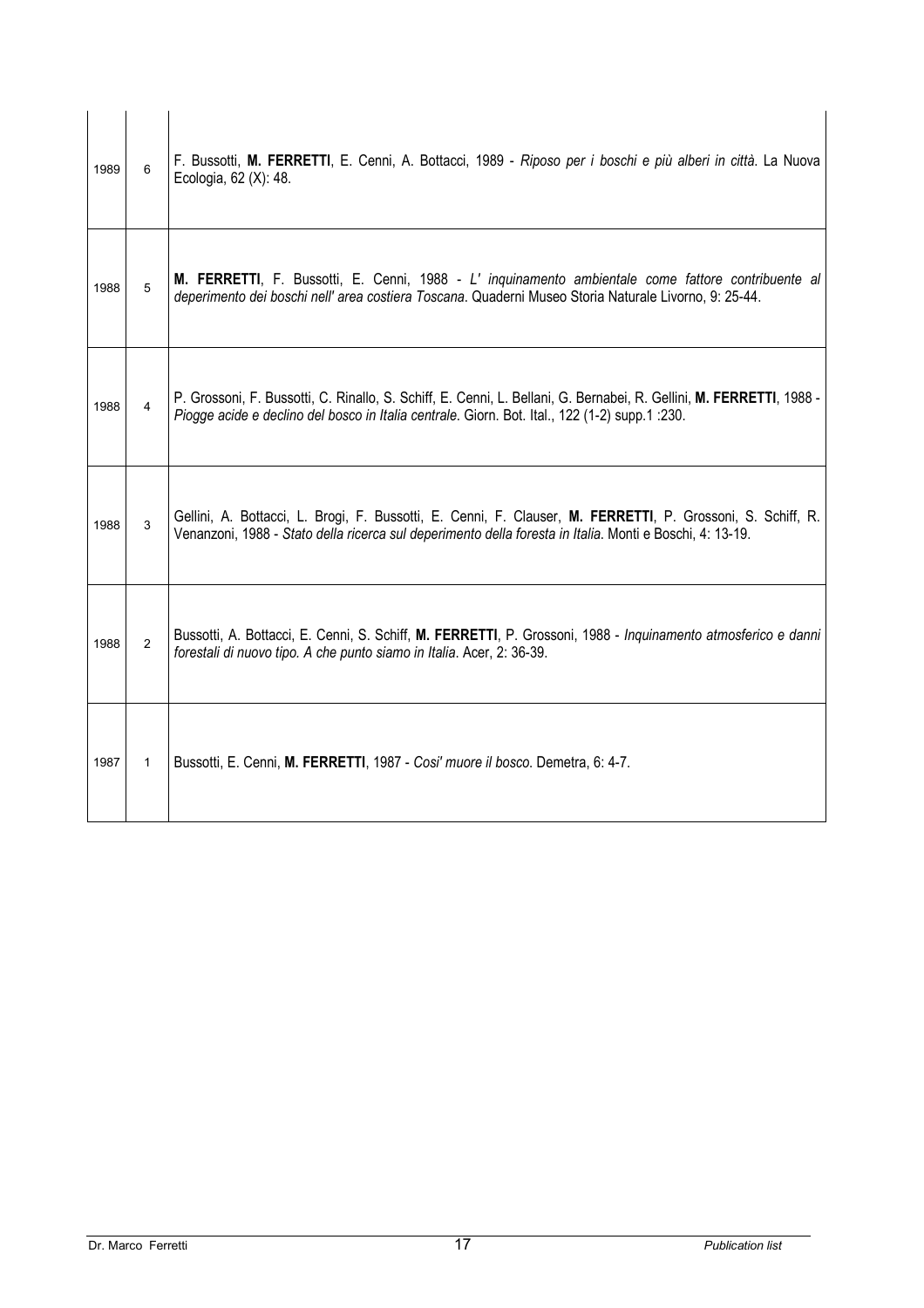| | | |
|---|---|---|
| 1989 | 6 | F. Bussotti, **M. FERRETTI**, E. Cenni, A. Bottacci, 1989 - *Riposo per i boschi e più alberi in città*. La Nuova Ecologia, 62 (X): 48. |
| 1988 | 5 | **M. FERRETTI**, F. Bussotti, E. Cenni, 1988 - *L' inquinamento ambientale come fattore contribuente al deperimento dei boschi nell' area costiera Toscana*. Quaderni Museo Storia Naturale Livorno, 9: 25-44. |
| 1988 | 4 | P. Grossoni, F. Bussotti, C. Rinallo, S. Schiff, E. Cenni, L. Bellani, G. Bernabei, R. Gellini, **M. FERRETTI**, 1988 - *Piogge acide e declino del bosco in Italia centrale*. Giorn. Bot. Ital., 122 (1-2) supp.1 :230. |
| 1988 | 3 | Gellini, A. Bottacci, L. Brogi, F. Bussotti, E. Cenni, F. Clauser, **M. FERRETTI**, P. Grossoni, S. Schiff, R. Venanzoni, 1988 - *Stato della ricerca sul deperimento della foresta in Italia*. Monti e Boschi, 4: 13-19. |
| 1988 | 2 | Bussotti, A. Bottacci, E. Cenni, S. Schiff, **M. FERRETTI**, P. Grossoni, 1988 - *Inquinamento atmosferico e danni forestali di nuovo tipo. A che punto siamo in Italia*. Acer, 2: 36-39. |
| 1987 | 1 | Bussotti, E. Cenni, **M. FERRETTI**, 1987 - *Cosi' muore il bosco*. Demetra, 6: 4-7. |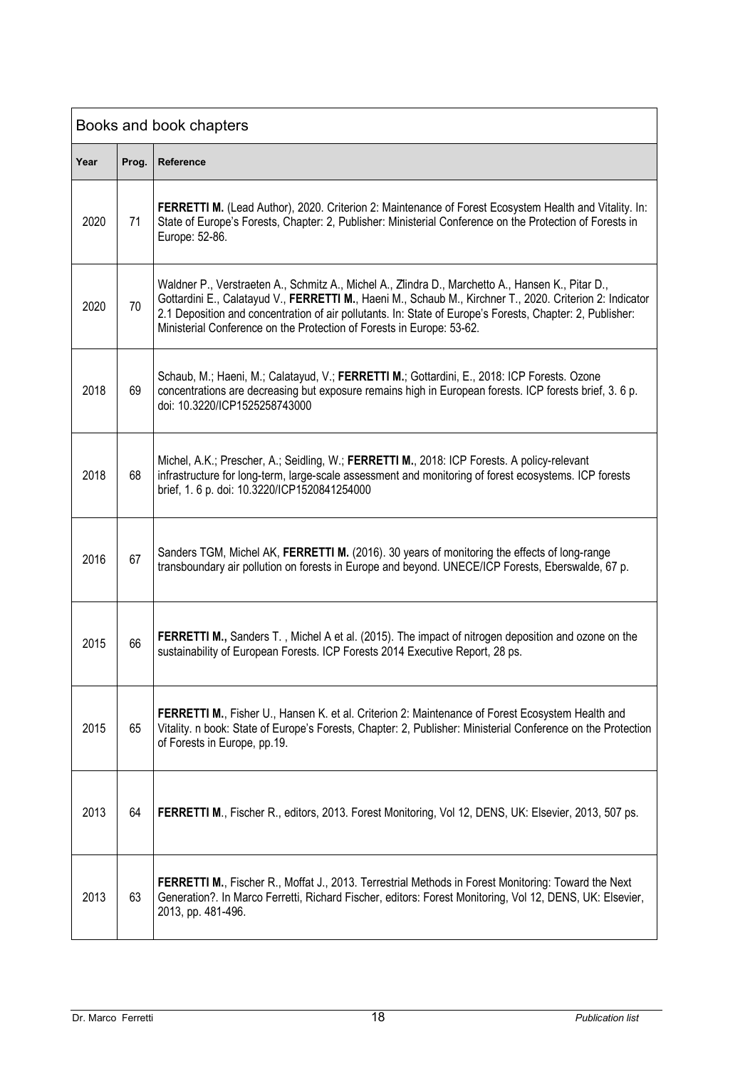| Books and book chapters | | |
|---|---|---|
| **Year** | **Prog.** | **Reference** |
| 2020 | 71 | **FERRETTI M.** (Lead Author), 2020. Criterion 2: Maintenance of Forest Ecosystem Health and Vitality. In: State of Europe's Forests, Chapter: 2, Publisher: Ministerial Conference on the Protection of Forests in Europe: 52-86. |
| 2020 | 70 | Waldner P., Verstraeten A., Schmitz A., Michel A., Zlindra D., Marchetto A., Hansen K., Pitar D., Gottardini E., Calatayud V., **FERRETTI M.**, Haeni M., Schaub M., Kirchner T., 2020. Criterion 2: Indicator 2.1 Deposition and concentration of air pollutants. In: State of Europe's Forests, Chapter: 2, Publisher: Ministerial Conference on the Protection of Forests in Europe: 53-62. |
| 2018 | 69 | Schaub, M.; Haeni, M.; Calatayud, V.; **FERRETTI M.**; Gottardini, E., 2018: ICP Forests. Ozone concentrations are decreasing but exposure remains high in European forests. ICP forests brief, 3. 6 p. doi: 10.3220/ICP1525258743000 |
| 2018 | 68 | Michel, A.K.; Prescher, A.; Seidling, W.; **FERRETTI M.**, 2018: ICP Forests. A policy-relevant infrastructure for long-term, large-scale assessment and monitoring of forest ecosystems. ICP forests brief, 1. 6 p. doi: 10.3220/ICP1520841254000 |
| 2016 | 67 | Sanders TGM, Michel AK, **FERRETTI M.** (2016). 30 years of monitoring the effects of long-range transboundary air pollution on forests in Europe and beyond. UNECE/ICP Forests, Eberswalde, 67 p. |
| 2015 | 66 | **FERRETTI M.,** Sanders T. , Michel A et al. (2015). The impact of nitrogen deposition and ozone on the sustainability of European Forests. ICP Forests 2014 Executive Report, 28 ps. |
| 2015 | 65 | **FERRETTI M.**, Fisher U., Hansen K. et al. Criterion 2: Maintenance of Forest Ecosystem Health and Vitality. n book: State of Europe's Forests, Chapter: 2, Publisher: Ministerial Conference on the Protection of Forests in Europe, pp.19. |
| 2013 | 64 | **FERRETTI M**., Fischer R., editors, 2013. Forest Monitoring, Vol 12, DENS, UK: Elsevier, 2013, 507 ps. |
| 2013 | 63 | **FERRETTI M.**, Fischer R., Moffat J., 2013. Terrestrial Methods in Forest Monitoring: Toward the Next Generation?. In Marco Ferretti, Richard Fischer, editors: Forest Monitoring, Vol 12, DENS, UK: Elsevier, 2013, pp. 481-496. |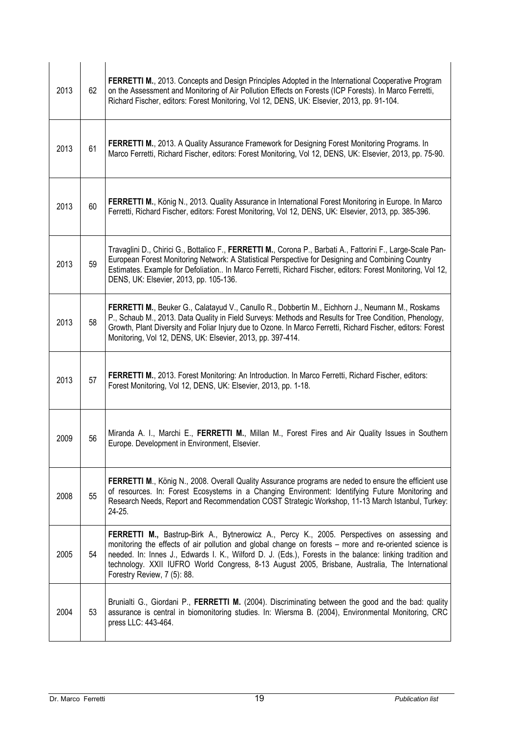| | | |
|---|---|---|
| 2013 | 62 | **FERRETTI M.**, 2013. Concepts and Design Principles Adopted in the International Cooperative Program on the Assessment and Monitoring of Air Pollution Effects on Forests (ICP Forests). In Marco Ferretti, Richard Fischer, editors: Forest Monitoring, Vol 12, DENS, UK: Elsevier, 2013, pp. 91-104. |
| 2013 | 61 | **FERRETTI M.**, 2013. A Quality Assurance Framework for Designing Forest Monitoring Programs. In Marco Ferretti, Richard Fischer, editors: Forest Monitoring, Vol 12, DENS, UK: Elsevier, 2013, pp. 75-90. |
| 2013 | 60 | **FERRETTI M.**, König N., 2013. Quality Assurance in International Forest Monitoring in Europe. In Marco Ferretti, Richard Fischer, editors: Forest Monitoring, Vol 12, DENS, UK: Elsevier, 2013, pp. 385-396. |
| 2013 | 59 | Travaglini D., Chirici G., Bottalico F., **FERRETTI M.**, Corona P., Barbati A., Fattorini F., Large-Scale Pan-European Forest Monitoring Network: A Statistical Perspective for Designing and Combining Country Estimates. Example for Defoliation.. In Marco Ferretti, Richard Fischer, editors: Forest Monitoring, Vol 12, DENS, UK: Elsevier, 2013, pp. 105-136. |
| 2013 | 58 | **FERRETTI M.**, Beuker G., Calatayud V., Canullo R., Dobbertin M., Eichhorn J., Neumann M., Roskams P., Schaub M., 2013. Data Quality in Field Surveys: Methods and Results for Tree Condition, Phenology, Growth, Plant Diversity and Foliar Injury due to Ozone. In Marco Ferretti, Richard Fischer, editors: Forest Monitoring, Vol 12, DENS, UK: Elsevier, 2013, pp. 397-414. |
| 2013 | 57 | **FERRETTI M.**, 2013. Forest Monitoring: An Introduction. In Marco Ferretti, Richard Fischer, editors: Forest Monitoring, Vol 12, DENS, UK: Elsevier, 2013, pp. 1-18. |
| 2009 | 56 | Miranda A. I., Marchi E., **FERRETTI M.**, Millan M., Forest Fires and Air Quality Issues in Southern Europe. Development in Environment, Elsevier. |
| 2008 | 55 | **FERRETTI M.**, König N., 2008. Overall Quality Assurance programs are neded to ensure the efficient use of resources. In: Forest Ecosystems in a Changing Environment: Identifying Future Monitoring and Research Needs, Report and Recommendation COST Strategic Workshop, 11-13 March Istanbul, Turkey: 24-25. |
| 2005 | 54 | **FERRETTI M.,** Bastrup-Birk A., Bytnerowicz A., Percy K., 2005. Perspectives on assessing and monitoring the effects of air pollution and global change on forests – more and re-oriented science is needed. In: Innes J., Edwards I. K., Wilford D. J. (Eds.), Forests in the balance: linking tradition and technology. XXII IUFRO World Congress, 8-13 August 2005, Brisbane, Australia, The International Forestry Review, 7 (5): 88. |
| 2004 | 53 | Brunialti G., Giordani P., **FERRETTI M.** (2004). Discriminating between the good and the bad: quality assurance is central in biomonitoring studies. In: Wiersma B. (2004), Environmental Monitoring, CRC press LLC: 443-464. |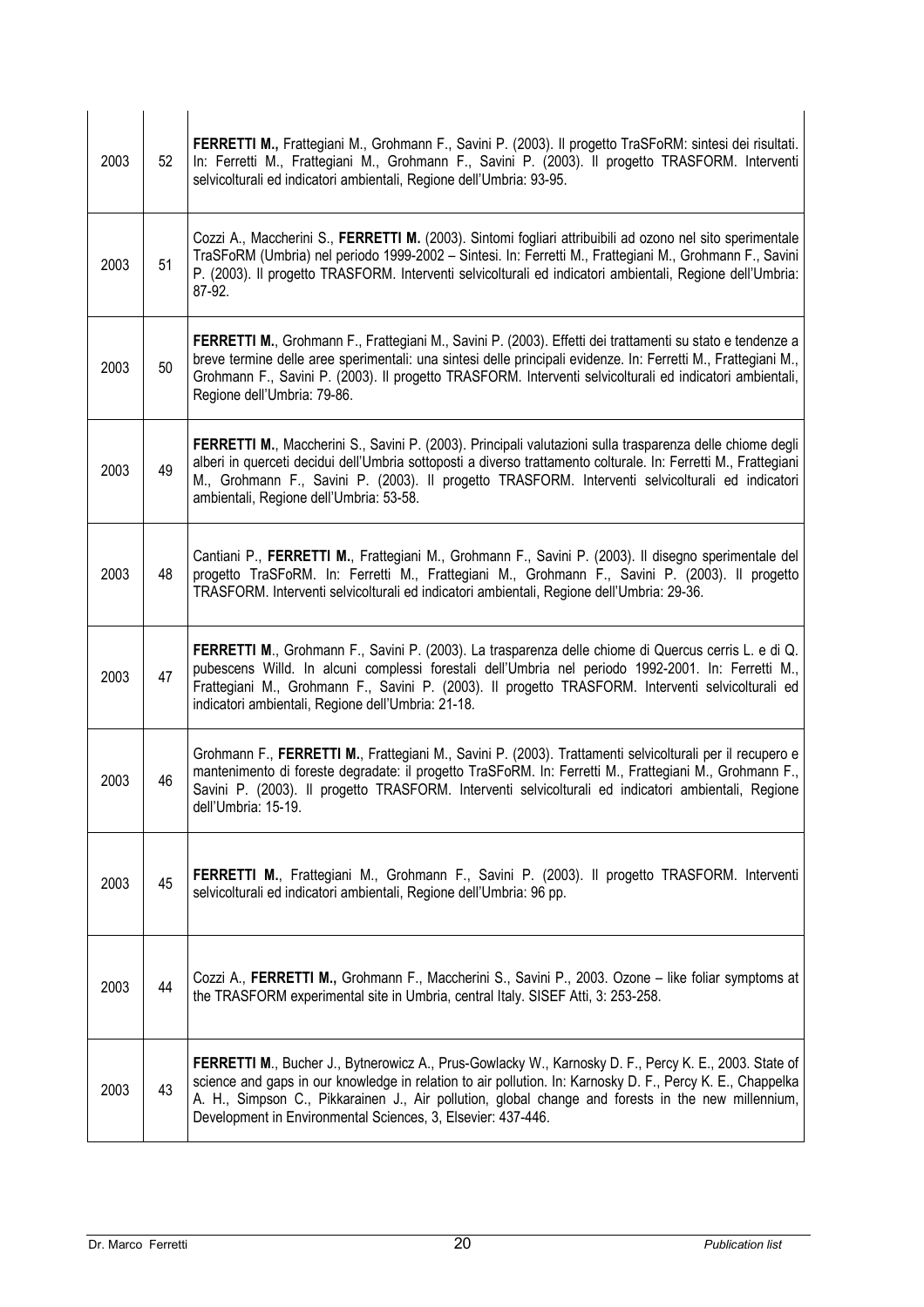| | | |
|---|---|---|
| 2003 | 52 | **FERRETTI M.,** Frattegiani M., Grohmann F., Savini P. (2003). Il progetto TraSFoRM: sintesi dei risultati. In: Ferretti M., Frattegiani M., Grohmann F., Savini P. (2003). Il progetto TRASFORM. Interventi selvicolturali ed indicatori ambientali, Regione dell'Umbria: 93-95. |
| 2003 | 51 | Cozzi A., Maccherini S., **FERRETTI M.** (2003). Sintomi fogliari attribuibili ad ozono nel sito sperimentale TraSFoRM (Umbria) nel periodo 1999-2002 – Sintesi. In: Ferretti M., Frattegiani M., Grohmann F., Savini P. (2003). Il progetto TRASFORM. Interventi selvicolturali ed indicatori ambientali, Regione dell'Umbria: 87-92. |
| 2003 | 50 | **FERRETTI M.**, Grohmann F., Frattegiani M., Savini P. (2003). Effetti dei trattamenti su stato e tendenze a breve termine delle aree sperimentali: una sintesi delle principali evidenze. In: Ferretti M., Frattegiani M., Grohmann F., Savini P. (2003). Il progetto TRASFORM. Interventi selvicolturali ed indicatori ambientali, Regione dell'Umbria: 79-86. |
| 2003 | 49 | **FERRETTI M.**, Maccherini S., Savini P. (2003). Principali valutazioni sulla trasparenza delle chiome degli alberi in querceti decidui dell'Umbria sottoposti a diverso trattamento colturale. In: Ferretti M., Frattegiani M., Grohmann F., Savini P. (2003). Il progetto TRASFORM. Interventi selvicolturali ed indicatori ambientali, Regione dell'Umbria: 53-58. |
| 2003 | 48 | Cantiani P., **FERRETTI M.**, Frattegiani M., Grohmann F., Savini P. (2003). Il disegno sperimentale del progetto TraSFoRM. In: Ferretti M., Frattegiani M., Grohmann F., Savini P. (2003). Il progetto TRASFORM. Interventi selvicolturali ed indicatori ambientali, Regione dell'Umbria: 29-36. |
| 2003 | 47 | **FERRETTI M**., Grohmann F., Savini P. (2003). La trasparenza delle chiome di Quercus cerris L. e di Q. pubescens Willd. In alcuni complessi forestali dell'Umbria nel periodo 1992-2001. In: Ferretti M., Frattegiani M., Grohmann F., Savini P. (2003). Il progetto TRASFORM. Interventi selvicolturali ed indicatori ambientali, Regione dell'Umbria: 21-18. |
| 2003 | 46 | Grohmann F., **FERRETTI M.**, Frattegiani M., Savini P. (2003). Trattamenti selvicolturali per il recupero e mantenimento di foreste degradate: il progetto TraSFoRM. In: Ferretti M., Frattegiani M., Grohmann F., Savini P. (2003). Il progetto TRASFORM. Interventi selvicolturali ed indicatori ambientali, Regione dell'Umbria: 15-19. |
| 2003 | 45 | **FERRETTI M.**, Frattegiani M., Grohmann F., Savini P. (2003). Il progetto TRASFORM. Interventi selvicolturali ed indicatori ambientali, Regione dell'Umbria: 96 pp. |
| 2003 | 44 | Cozzi A., **FERRETTI M.,** Grohmann F., Maccherini S., Savini P., 2003. Ozone – like foliar symptoms at the TRASFORM experimental site in Umbria, central Italy. SISEF Atti, 3: 253-258. |
| 2003 | 43 | **FERRETTI M**., Bucher J., Bytnerowicz A., Prus-Gowlacky W., Karnosky D. F., Percy K. E., 2003. State of science and gaps in our knowledge in relation to air pollution. In: Karnosky D. F., Percy K. E., Chappelka A. H., Simpson C., Pikkarainen J., Air pollution, global change and forests in the new millennium, Development in Environmental Sciences, 3, Elsevier: 437-446. |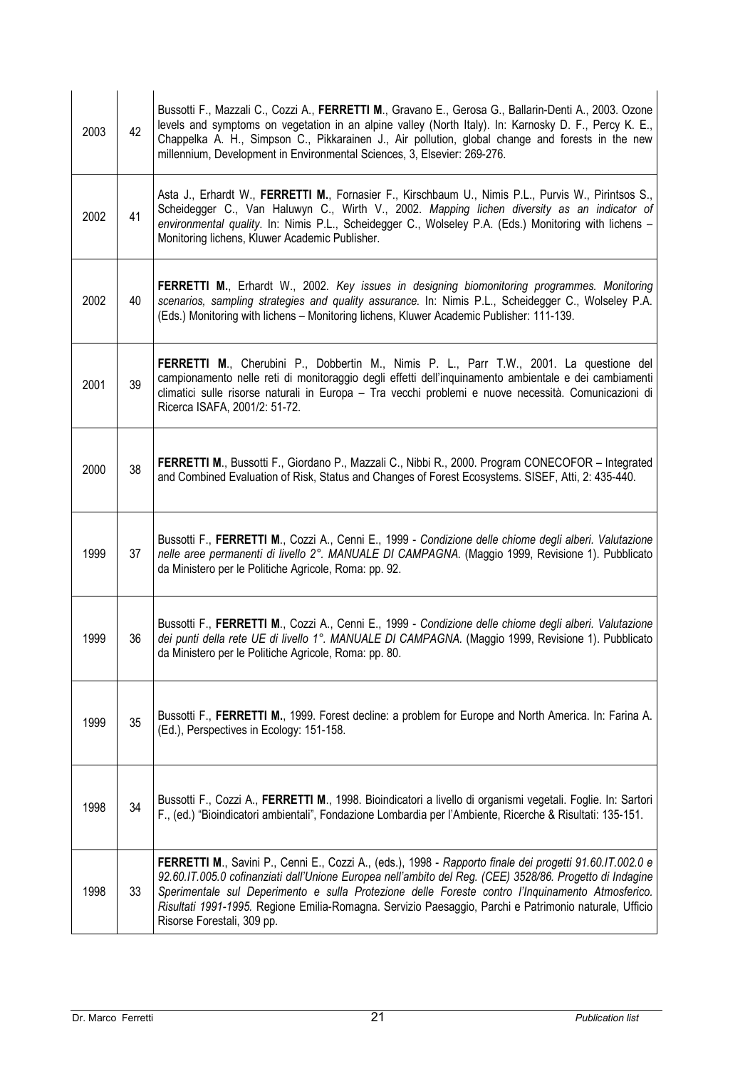| | | |
|---|---|---|
| 2003 | 42 | Bussotti F., Mazzali C., Cozzi A., **FERRETTI M**., Gravano E., Gerosa G., Ballarin-Denti A., 2003. Ozone levels and symptoms on vegetation in an alpine valley (North Italy). In: Karnosky D. F., Percy K. E., Chappelka A. H., Simpson C., Pikkarainen J., Air pollution, global change and forests in the new millennium, Development in Environmental Sciences, 3, Elsevier: 269-276. |
| 2002 | 41 | Asta J., Erhardt W., **FERRETTI M.**, Fornasier F., Kirschbaum U., Nimis P.L., Purvis W., Pirintsos S., Scheidegger C., Van Haluwyn C., Wirth V., 2002. *Mapping lichen diversity as an indicator of environmental quality*. In: Nimis P.L., Scheidegger C., Wolseley P.A. (Eds.) Monitoring with lichens – Monitoring lichens, Kluwer Academic Publisher. |
| 2002 | 40 | **FERRETTI M.**, Erhardt W., 2002. *Key issues in designing biomonitoring programmes. Monitoring scenarios, sampling strategies and quality assurance.* In: Nimis P.L., Scheidegger C., Wolseley P.A. (Eds.) Monitoring with lichens – Monitoring lichens, Kluwer Academic Publisher: 111-139. |
| 2001 | 39 | **FERRETTI M**., Cherubini P., Dobbertin M., Nimis P. L., Parr T.W., 2001. La questione del campionamento nelle reti di monitoraggio degli effetti dell'inquinamento ambientale e dei cambiamenti climatici sulle risorse naturali in Europa – Tra vecchi problemi e nuove necessità. Comunicazioni di Ricerca ISAFA, 2001/2: 51-72. |
| 2000 | 38 | **FERRETTI M**., Bussotti F., Giordano P., Mazzali C., Nibbi R., 2000. Program CONECOFOR – Integrated and Combined Evaluation of Risk, Status and Changes of Forest Ecosystems. SISEF, Atti, 2: 435-440. |
| 1999 | 37 | Bussotti F., **FERRETTI M**., Cozzi A., Cenni E., 1999 - *Condizione delle chiome degli alberi. Valutazione nelle aree permanenti di livello 2°. MANUALE DI CAMPAGNA.* (Maggio 1999, Revisione 1). Pubblicato da Ministero per le Politiche Agricole, Roma: pp. 92. |
| 1999 | 36 | Bussotti F., **FERRETTI M**., Cozzi A., Cenni E., 1999 - *Condizione delle chiome degli alberi. Valutazione dei punti della rete UE di livello 1°. MANUALE DI CAMPAGNA.* (Maggio 1999, Revisione 1). Pubblicato da Ministero per le Politiche Agricole, Roma: pp. 80. |
| 1999 | 35 | Bussotti F., **FERRETTI M.**, 1999. Forest decline: a problem for Europe and North America. In: Farina A. (Ed.), Perspectives in Ecology: 151-158. |
| 1998 | 34 | Bussotti F., Cozzi A., **FERRETTI M**., 1998. Bioindicatori a livello di organismi vegetali. Foglie. In: Sartori F., (ed.) "Bioindicatori ambientali", Fondazione Lombardia per l'Ambiente, Ricerche & Risultati: 135-151. |
| 1998 | 33 | **FERRETTI M**., Savini P., Cenni E., Cozzi A., (eds.), 1998 - *Rapporto finale dei progetti 91.60.IT.002.0 e 92.60.IT.005.0 cofinanziati dall'Unione Europea nell'ambito del Reg. (CEE) 3528/86. Progetto di Indagine Sperimentale sul Deperimento e sulla Protezione delle Foreste contro l'Inquinamento Atmosferico. Risultati 1991-1995.* Regione Emilia-Romagna. Servizio Paesaggio, Parchi e Patrimonio naturale, Ufficio Risorse Forestali, 309 pp. |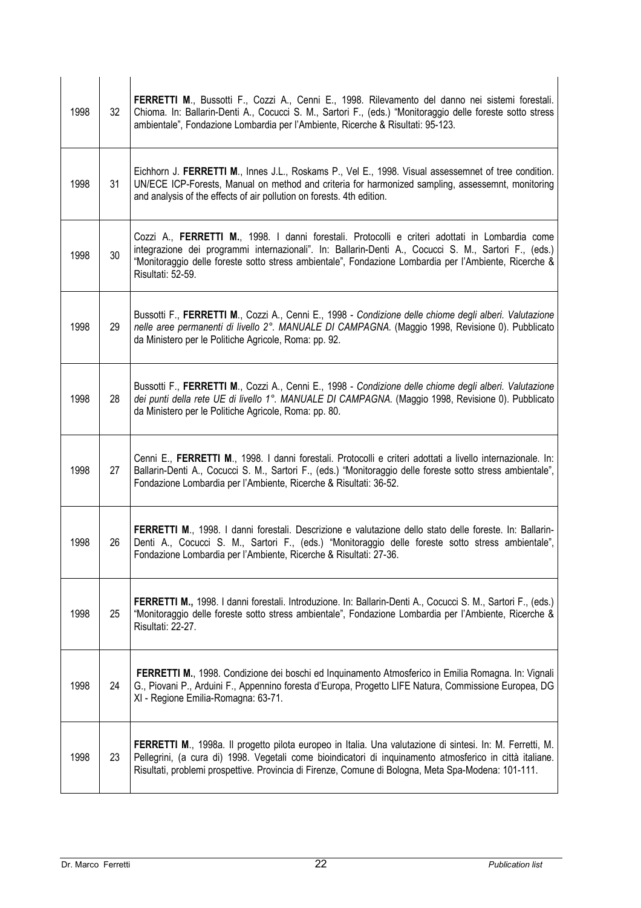| | | |
|---|---|---|
| 1998 | 32 | **FERRETTI M**., Bussotti F., Cozzi A., Cenni E., 1998. Rilevamento del danno nei sistemi forestali. Chioma. In: Ballarin-Denti A., Cocucci S. M., Sartori F., (eds.) "Monitoraggio delle foreste sotto stress ambientale", Fondazione Lombardia per l'Ambiente, Ricerche & Risultati: 95-123. |
| 1998 | 31 | Eichhorn J. **FERRETTI M**., Innes J.L., Roskams P., Vel E., 1998. Visual assessemnet of tree condition. UN/ECE ICP-Forests, Manual on method and criteria for harmonized sampling, assessemnt, monitoring and analysis of the effects of air pollution on forests. 4th edition. |
| 1998 | 30 | Cozzi A., **FERRETTI M.**, 1998. I danni forestali. Protocolli e criteri adottati in Lombardia come integrazione dei programmi internazionali". In: Ballarin-Denti A., Cocucci S. M., Sartori F., (eds.) "Monitoraggio delle foreste sotto stress ambientale", Fondazione Lombardia per l'Ambiente, Ricerche & Risultati: 52-59. |
| 1998 | 29 | Bussotti F., **FERRETTI M**., Cozzi A., Cenni E., 1998 - *Condizione delle chiome degli alberi. Valutazione nelle aree permanenti di livello 2°. MANUALE DI CAMPAGNA.* (Maggio 1998, Revisione 0). Pubblicato da Ministero per le Politiche Agricole, Roma: pp. 92. |
| 1998 | 28 | Bussotti F., **FERRETTI M**., Cozzi A., Cenni E., 1998 - *Condizione delle chiome degli alberi. Valutazione dei punti della rete UE di livello 1°. MANUALE DI CAMPAGNA.* (Maggio 1998, Revisione 0). Pubblicato da Ministero per le Politiche Agricole, Roma: pp. 80. |
| 1998 | 27 | Cenni E., **FERRETTI M**., 1998. I danni forestali. Protocolli e criteri adottati a livello internazionale. In: Ballarin-Denti A., Cocucci S. M., Sartori F., (eds.) "Monitoraggio delle foreste sotto stress ambientale", Fondazione Lombardia per l'Ambiente, Ricerche & Risultati: 36-52. |
| 1998 | 26 | **FERRETTI M**., 1998. I danni forestali. Descrizione e valutazione dello stato delle foreste. In: Ballarin-Denti A., Cocucci S. M., Sartori F., (eds.) "Monitoraggio delle foreste sotto stress ambientale", Fondazione Lombardia per l'Ambiente, Ricerche & Risultati: 27-36. |
| 1998 | 25 | **FERRETTI M.,** 1998. I danni forestali. Introduzione. In: Ballarin-Denti A., Cocucci S. M., Sartori F., (eds.) "Monitoraggio delle foreste sotto stress ambientale", Fondazione Lombardia per l'Ambiente, Ricerche & Risultati: 22-27. |
| 1998 | 24 | **FERRETTI M.**, 1998. Condizione dei boschi ed Inquinamento Atmosferico in Emilia Romagna. In: Vignali G., Piovani P., Arduini F., Appennino foresta d'Europa, Progetto LIFE Natura, Commissione Europea, DG XI - Regione Emilia-Romagna: 63-71. |
| 1998 | 23 | **FERRETTI M**., 1998a. Il progetto pilota europeo in Italia. Una valutazione di sintesi. In: M. Ferretti, M. Pellegrini, (a cura di) 1998. Vegetali come bioindicatori di inquinamento atmosferico in città italiane. Risultati, problemi prospettive. Provincia di Firenze, Comune di Bologna, Meta Spa-Modena: 101-111. |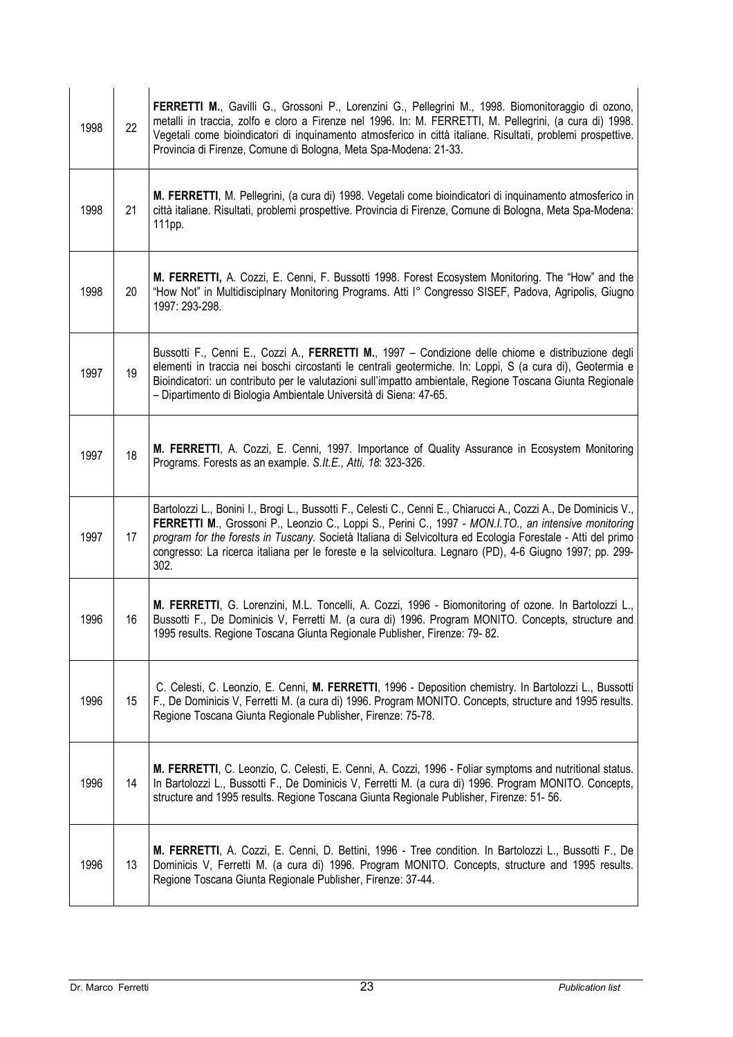| | | |
|---|---|---|
| 1998 | 22 | **FERRETTI M.**, Gavilli G., Grossoni P., Lorenzini G., Pellegrini M., 1998. Biomonitoraggio di ozono, metalli in traccia, zolfo e cloro a Firenze nel 1996. In: M. FERRETTI, M. Pellegrini, (a cura di) 1998. Vegetali come bioindicatori di inquinamento atmosferico in città italiane. Risultati, problemi prospettive. Provincia di Firenze, Comune di Bologna, Meta Spa-Modena: 21-33. |
| 1998 | 21 | **M. FERRETTI**, M. Pellegrini, (a cura di) 1998. Vegetali come bioindicatori di inquinamento atmosferico in città italiane. Risultati, problemi prospettive. Provincia di Firenze, Comune di Bologna, Meta Spa-Modena: 111pp. |
| 1998 | 20 | **M. FERRETTI,** A. Cozzi, E. Cenni, F. Bussotti 1998. Forest Ecosystem Monitoring. The "How" and the "How Not" in Multidisciplnary Monitoring Programs. Atti I° Congresso SISEF, Padova, Agripolis, Giugno 1997: 293-298. |
| 1997 | 19 | Bussotti F., Cenni E., Cozzi A., **FERRETTI M.**, 1997 – Condizione delle chiome e distribuzione degli elementi in traccia nei boschi circostanti le centrali geotermiche. In: Loppi, S (a cura di), Geotermia e Bioindicatori: un contributo per le valutazioni sull'impatto ambientale, Regione Toscana Giunta Regionale – Dipartimento di Biologia Ambientale Università di Siena: 47-65. |
| 1997 | 18 | **M. FERRETTI**, A. Cozzi, E. Cenni, 1997. Importance of Quality Assurance in Ecosystem Monitoring Programs. Forests as an example. *S.It.E., Atti, 18*: 323-326. |
| 1997 | 17 | Bartolozzi L., Bonini I., Brogi L., Bussotti F., Celesti C., Cenni E., Chiarucci A., Cozzi A., De Dominicis V., **FERRETTI M.**, Grossoni P., Leonzio C., Loppi S., Perini C., 1997 - *MON.I.TO., an intensive monitoring program for the forests in Tuscany.* Società Italiana di Selvicoltura ed Ecologia Forestale - Atti del primo congresso: La ricerca italiana per le foreste e la selvicoltura. Legnaro (PD), 4-6 Giugno 1997; pp. 299-302. |
| 1996 | 16 | **M. FERRETTI**, G. Lorenzini, M.L. Toncelli, A. Cozzi, 1996 - Biomonitoring of ozone. In Bartolozzi L., Bussotti F., De Dominicis V, Ferretti M. (a cura di) 1996. Program MONITO. Concepts, structure and 1995 results. Regione Toscana Giunta Regionale Publisher, Firenze: 79- 82. |
| 1996 | 15 | C. Celesti, C. Leonzio, E. Cenni, **M. FERRETTI**, 1996 - Deposition chemistry. In Bartolozzi L., Bussotti F., De Dominicis V, Ferretti M. (a cura di) 1996. Program MONITO. Concepts, structure and 1995 results. Regione Toscana Giunta Regionale Publisher, Firenze: 75-78. |
| 1996 | 14 | **M. FERRETTI**, C. Leonzio, C. Celesti, E. Cenni, A. Cozzi, 1996 - Foliar symptoms and nutritional status. In Bartolozzi L., Bussotti F., De Dominicis V, Ferretti M. (a cura di) 1996. Program MONITO. Concepts, structure and 1995 results. Regione Toscana Giunta Regionale Publisher, Firenze: 51- 56. |
| 1996 | 13 | **M. FERRETTI**, A. Cozzi, E. Cenni, D. Bettini, 1996 - Tree condition. In Bartolozzi L., Bussotti F., De Dominicis V, Ferretti M. (a cura di) 1996. Program MONITO. Concepts, structure and 1995 results. Regione Toscana Giunta Regionale Publisher, Firenze: 37-44. |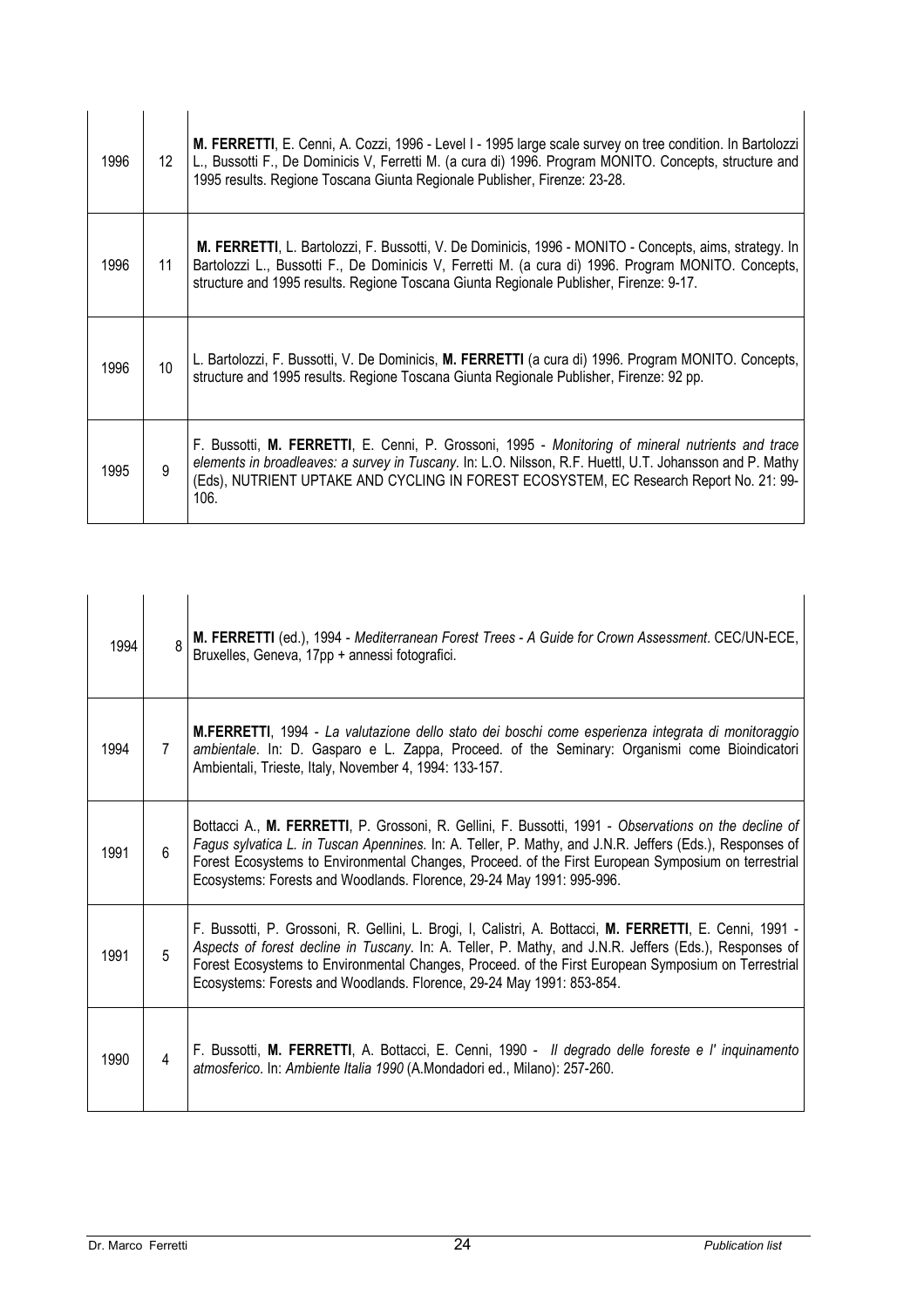| | | |
|---|---|---|
| 1996 | 12 | **M. FERRETTI**, E. Cenni, A. Cozzi, 1996 - Level I - 1995 large scale survey on tree condition. In Bartolozzi L., Bussotti F., De Dominicis V, Ferretti M. (a cura di) 1996. Program MONITO. Concepts, structure and 1995 results. Regione Toscana Giunta Regionale Publisher, Firenze: 23-28. |
| 1996 | 11 | **M. FERRETTI**, L. Bartolozzi, F. Bussotti, V. De Dominicis, 1996 - MONITO - Concepts, aims, strategy. In Bartolozzi L., Bussotti F., De Dominicis V, Ferretti M. (a cura di) 1996. Program MONITO. Concepts, structure and 1995 results. Regione Toscana Giunta Regionale Publisher, Firenze: 9-17. |
| 1996 | 10 | L. Bartolozzi, F. Bussotti, V. De Dominicis, **M. FERRETTI** (a cura di) 1996. Program MONITO. Concepts, structure and 1995 results. Regione Toscana Giunta Regionale Publisher, Firenze: 92 pp. |
| 1995 | 9 | F. Bussotti, **M. FERRETTI**, E. Cenni, P. Grossoni, 1995 - *Monitoring of mineral nutrients and trace elements in broadleaves: a survey in Tuscany*. In: L.O. Nilsson, R.F. Huettl, U.T. Johansson and P. Mathy (Eds), NUTRIENT UPTAKE AND CYCLING IN FOREST ECOSYSTEM, EC Research Report No. 21: 99-106. |

| | | |
|---|---|---|
| 1994 | 8 | **M. FERRETTI** (ed.), 1994 - *Mediterranean Forest Trees - A Guide for Crown Assessment*. CEC/UN-ECE, Bruxelles, Geneva, 17pp + annessi fotografici. |
| 1994 | 7 | **M.FERRETTI**, 1994 - *La valutazione dello stato dei boschi come esperienza integrata di monitoraggio ambientale*. In: D. Gasparo e L. Zappa, Proceed. of the Seminary: Organismi come Bioindicatori Ambientali, Trieste, Italy, November 4, 1994: 133-157. |
| 1991 | 6 | Bottacci A., **M. FERRETTI**, P. Grossoni, R. Gellini, F. Bussotti, 1991 - *Observations on the decline of Fagus sylvatica L. in Tuscan Apennines*. In: A. Teller, P. Mathy, and J.N.R. Jeffers (Eds.), Responses of Forest Ecosystems to Environmental Changes, Proceed. of the First European Symposium on terrestrial Ecosystems: Forests and Woodlands. Florence, 29-24 May 1991: 995-996. |
| 1991 | 5 | F. Bussotti, P. Grossoni, R. Gellini, L. Brogi, I, Calistri, A. Bottacci, **M. FERRETTI**, E. Cenni, 1991 - *Aspects of forest decline in Tuscany*. In: A. Teller, P. Mathy, and J.N.R. Jeffers (Eds.), Responses of Forest Ecosystems to Environmental Changes, Proceed. of the First European Symposium on Terrestrial Ecosystems: Forests and Woodlands. Florence, 29-24 May 1991: 853-854. |
| 1990 | 4 | F. Bussotti, **M. FERRETTI**, A. Bottacci, E. Cenni, 1990 - *Il degrado delle foreste e l' inquinamento atmosferico*. In: *Ambiente Italia 1990* (A.Mondadori ed., Milano): 257-260. |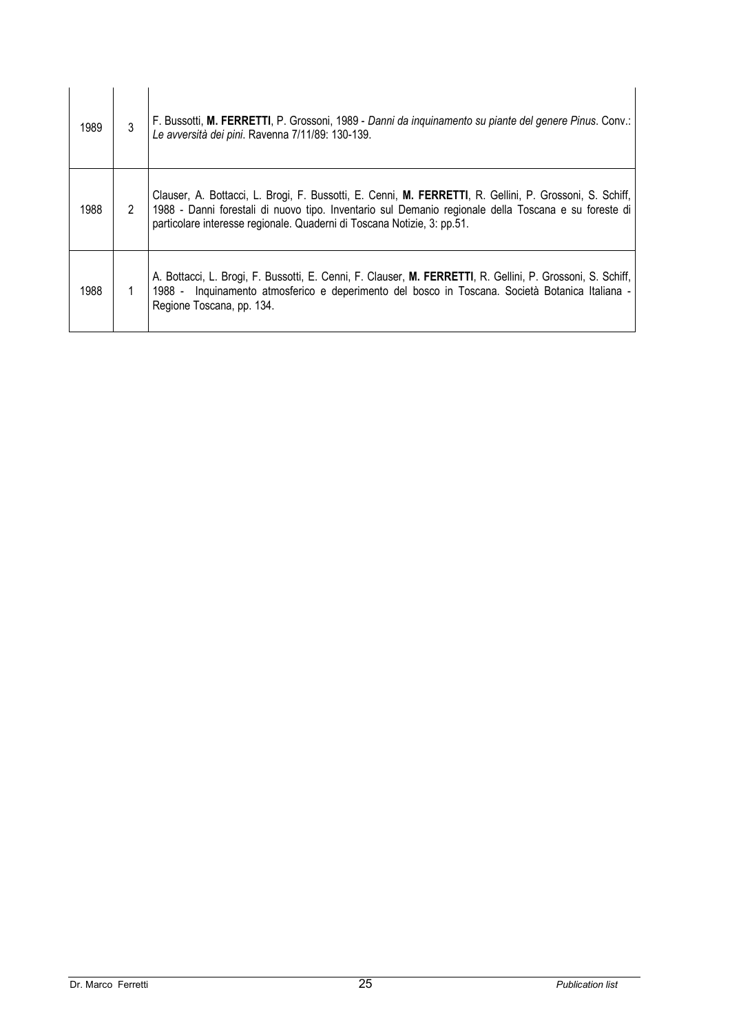| | | |
|---|---|---|
| 1989 | 3 | F. Bussotti, **M. FERRETTI**, P. Grossoni, 1989 - *Danni da inquinamento su piante del genere Pinus*. Conv.: *Le avversità dei pini*. Ravenna 7/11/89: 130-139. |
| 1988 | 2 | Clauser, A. Bottacci, L. Brogi, F. Bussotti, E. Cenni, **M. FERRETTI**, R. Gellini, P. Grossoni, S. Schiff, 1988 - Danni forestali di nuovo tipo. Inventario sul Demanio regionale della Toscana e su foreste di particolare interesse regionale. Quaderni di Toscana Notizie, 3: pp.51. |
| 1988 | 1 | A. Bottacci, L. Brogi, F. Bussotti, E. Cenni, F. Clauser, **M. FERRETTI**, R. Gellini, P. Grossoni, S. Schiff, 1988 - Inquinamento atmosferico e deperimento del bosco in Toscana. Società Botanica Italiana - Regione Toscana, pp. 134. |